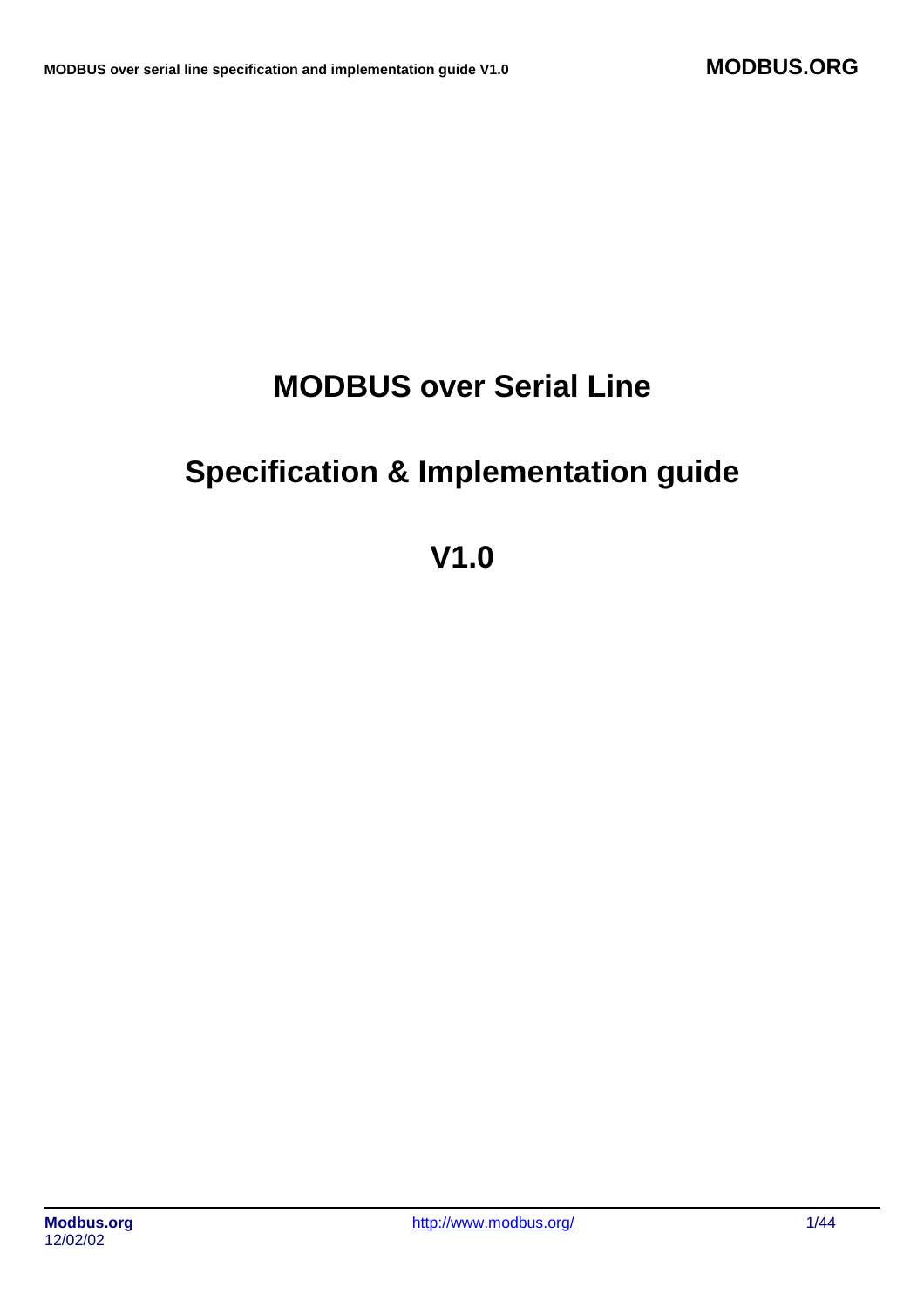# MODBUS over Serial Line

# Specification & Implementation guide

# V1.0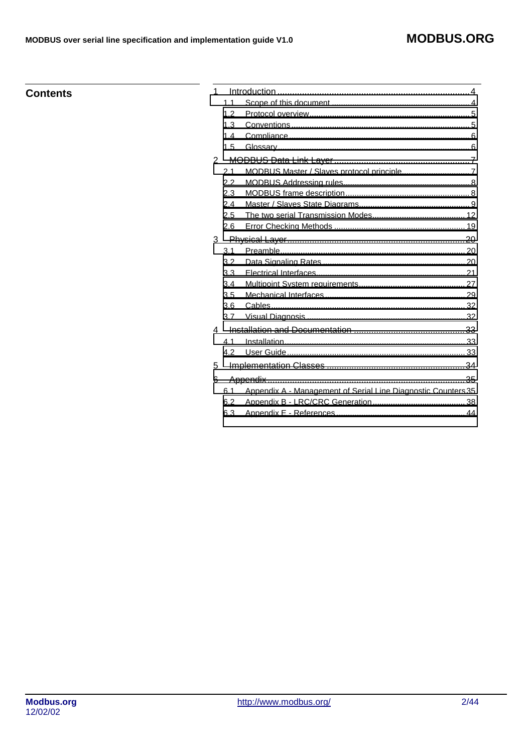## Contents

- 1 Introduction ... 4
  - 1.1 Scope of this document ... 4
  - 1.2 Protocol overview ... 5
  - 1.3 Conventions ... 5
  - 1.4 Compliance ... 6
  - 1.5 Glossary ... 6
- 2 MODBUS Data Link Layer ... 7
  - 2.1 MODBUS Master / Slaves protocol principle ... 7
  - 2.2 MODBUS Addressing rules ... 8
  - 2.3 MODBUS frame description ... 8
  - 2.4 Master / Slaves State Diagrams ... 9
  - 2.5 The two serial Transmission Modes ... 12
  - 2.6 Error Checking Methods ... 19
- 3 Physical Layer ... 20
  - 3.1 Preamble ... 20
  - 3.2 Data Signaling Rates ... 20
  - 3.3 Electrical Interfaces ... 21
  - 3.4 Multipoint System requirements ... 27
  - 3.5 Mechanical Interfaces ... 29
  - 3.6 Cables ... 32
  - 3.7 Visual Diagnosis ... 32
- 4 Installation and Documentation ... 33
  - 4.1 Installation ... 33
  - 4.2 User Guide ... 33
- 5 Implementation Classes ... 34
- 6 Appendix ... 35
  - 6.1 Appendix A - Management of Serial Line Diagnostic Counters ... 35
  - 6.2 Appendix B - LRC/CRC Generation ... 38
  - 6.3 Appendix E - References ... 44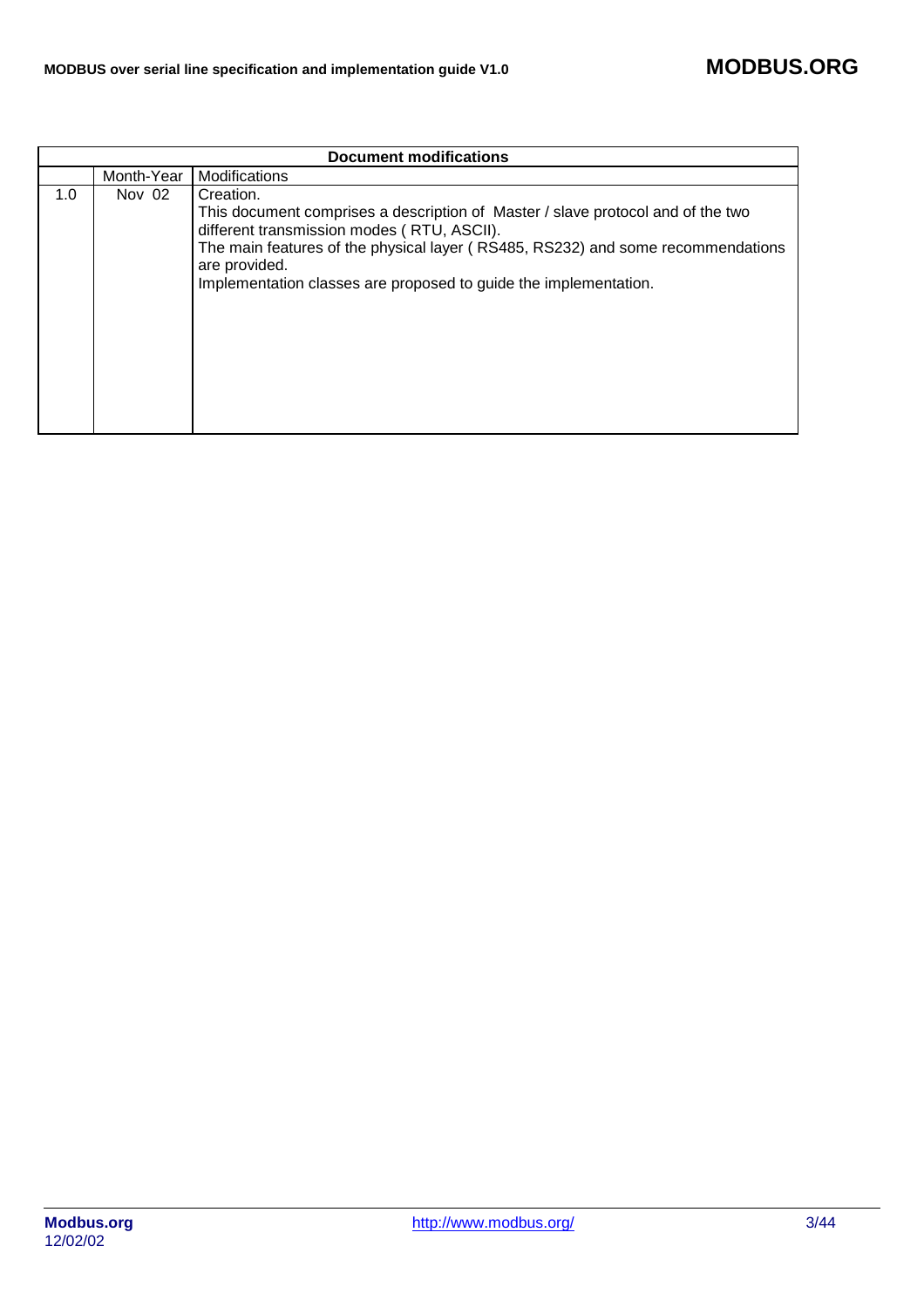| Document modifications | | |
|---|---|---|
| | Month-Year | Modifications |
| 1.0 | Nov 02 | Creation.<br>This document comprises a description of Master / slave protocol and of the two different transmission modes ( RTU, ASCII).<br>The main features of the physical layer ( RS485, RS232) and some recommendations are provided.<br>Implementation classes are proposed to guide the implementation. |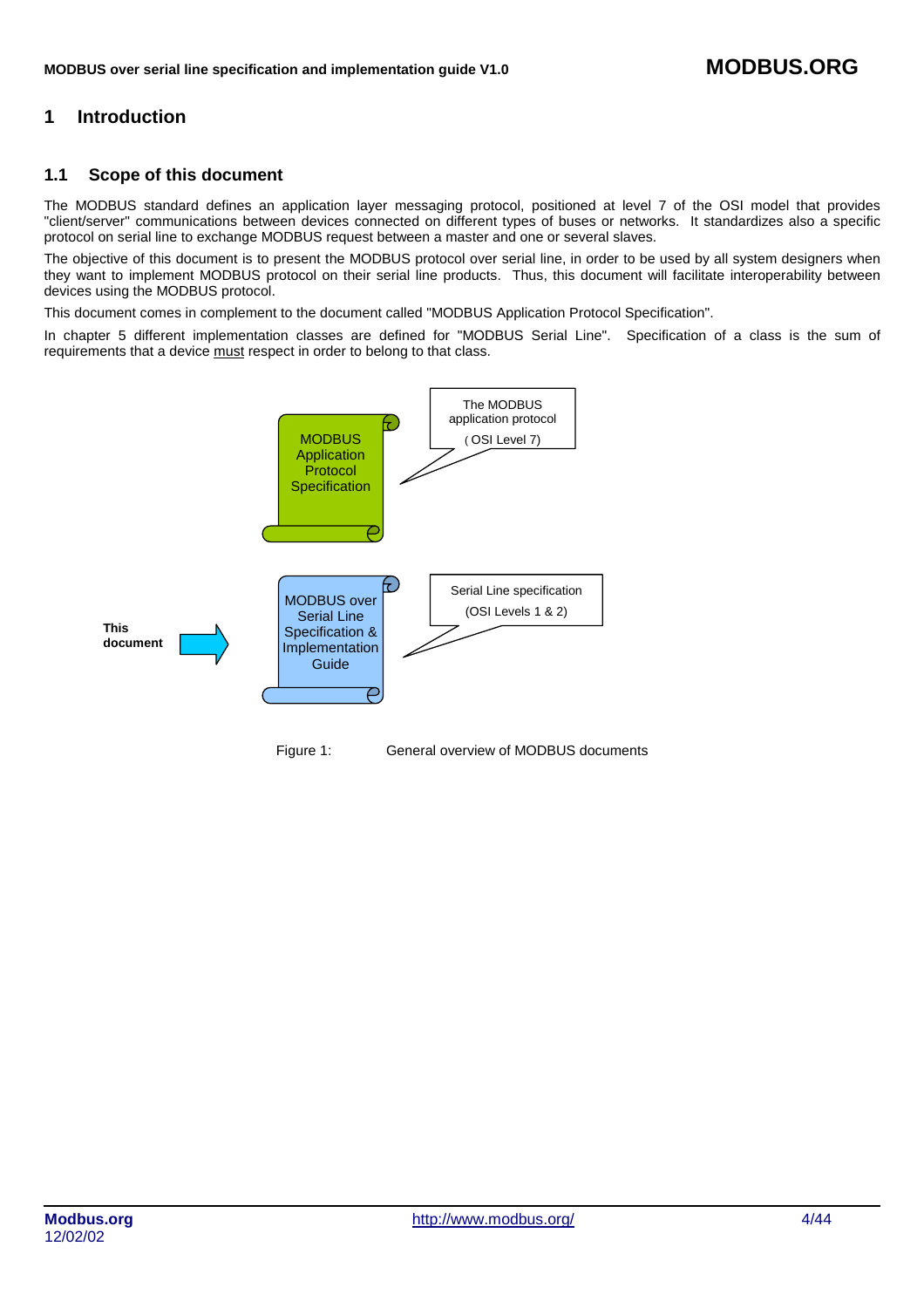# 1 Introduction

## 1.1 Scope of this document

The MODBUS standard defines an application layer messaging protocol, positioned at level 7 of the OSI model that provides "client/server" communications between devices connected on different types of buses or networks. It standardizes also a specific protocol on serial line to exchange MODBUS request between a master and one or several slaves.

The objective of this document is to present the MODBUS protocol over serial line, in order to be used by all system designers when they want to implement MODBUS protocol on their serial line products. Thus, this document will facilitate interoperability between devices using the MODBUS protocol.

This document comes in complement to the document called "MODBUS Application Protocol Specification".

In chapter 5 different implementation classes are defined for "MODBUS Serial Line". Specification of a class is the sum of requirements that a device must respect in order to belong to that class.

MODBUS Application Protocol Specification

The MODBUS application protocol (OSI Level 7)

This document

MODBUS over Serial Line Specification & Implementation Guide

Serial Line specification (OSI Levels 1 & 2)

Figure 1: General overview of MODBUS documents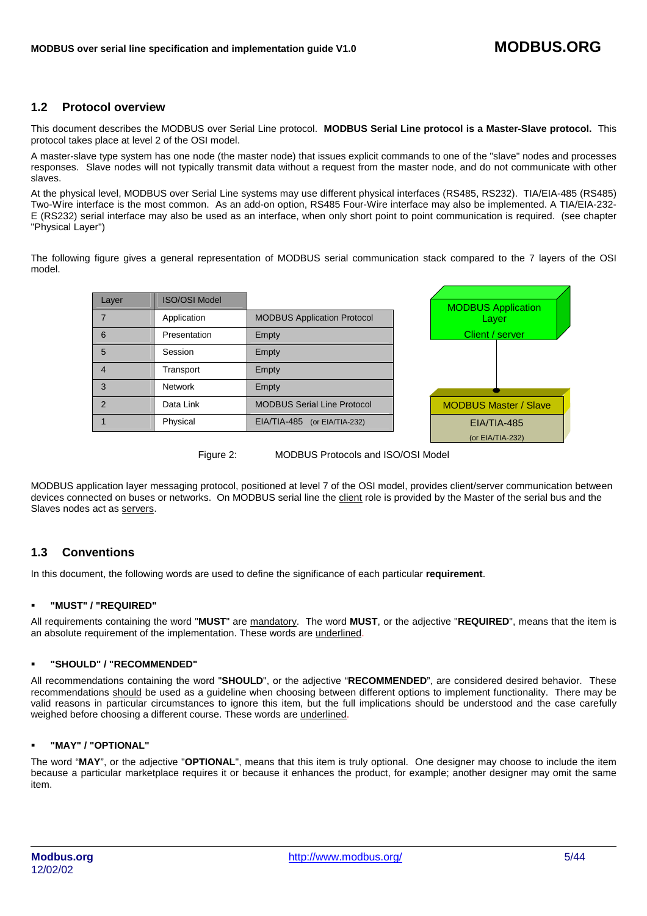## 1.2 Protocol overview

This document describes the MODBUS over Serial Line protocol. **MODBUS Serial Line protocol is a Master-Slave protocol.** This protocol takes place at level 2 of the OSI model.

A master-slave type system has one node (the master node) that issues explicit commands to one of the "slave" nodes and processes responses. Slave nodes will not typically transmit data without a request from the master node, and do not communicate with other slaves.

At the physical level, MODBUS over Serial Line systems may use different physical interfaces (RS485, RS232). TIA/EIA-485 (RS485) Two-Wire interface is the most common. As an add-on option, RS485 Four-Wire interface may also be implemented. A TIA/EIA-232-E (RS232) serial interface may also be used as an interface, when only short point to point communication is required. (see chapter "Physical Layer")

The following figure gives a general representation of MODBUS serial communication stack compared to the 7 layers of the OSI model.

| Layer | ISO/OSI Model | |
|---|---|---|
| 7 | Application | MODBUS Application Protocol |
| 6 | Presentation | Empty |
| 5 | Session | Empty |
| 4 | Transport | Empty |
| 3 | Network | Empty |
| 2 | Data Link | MODBUS Serial Line Protocol |
| 1 | Physical | EIA/TIA-485 (or EIA/TIA-232) |

MODBUS Application Layer
Client / server

MODBUS Master / Slave

EIA/TIA-485
(or EIA/TIA-232)

Figure 2: MODBUS Protocols and ISO/OSI Model

MODBUS application layer messaging protocol, positioned at level 7 of the OSI model, provides client/server communication between devices connected on buses or networks. On MODBUS serial line the client role is provided by the Master of the serial bus and the Slaves nodes act as servers.

## 1.3 Conventions

In this document, the following words are used to define the significance of each particular **requirement**.

- **"MUST" / "REQUIRED"**

All requirements containing the word "**MUST**" are mandatory. The word **MUST**, or the adjective "**REQUIRED**", means that the item is an absolute requirement of the implementation. These words are underlined.

- **"SHOULD" / "RECOMMENDED"**

All recommendations containing the word "**SHOULD**", or the adjective "**RECOMMENDED**", are considered desired behavior. These recommendations should be used as a guideline when choosing between different options to implement functionality. There may be valid reasons in particular circumstances to ignore this item, but the full implications should be understood and the case carefully weighed before choosing a different course. These words are underlined.

- **"MAY" / "OPTIONAL"**

The word "**MAY**", or the adjective "**OPTIONAL**", means that this item is truly optional. One designer may choose to include the item because a particular marketplace requires it or because it enhances the product, for example; another designer may omit the same item.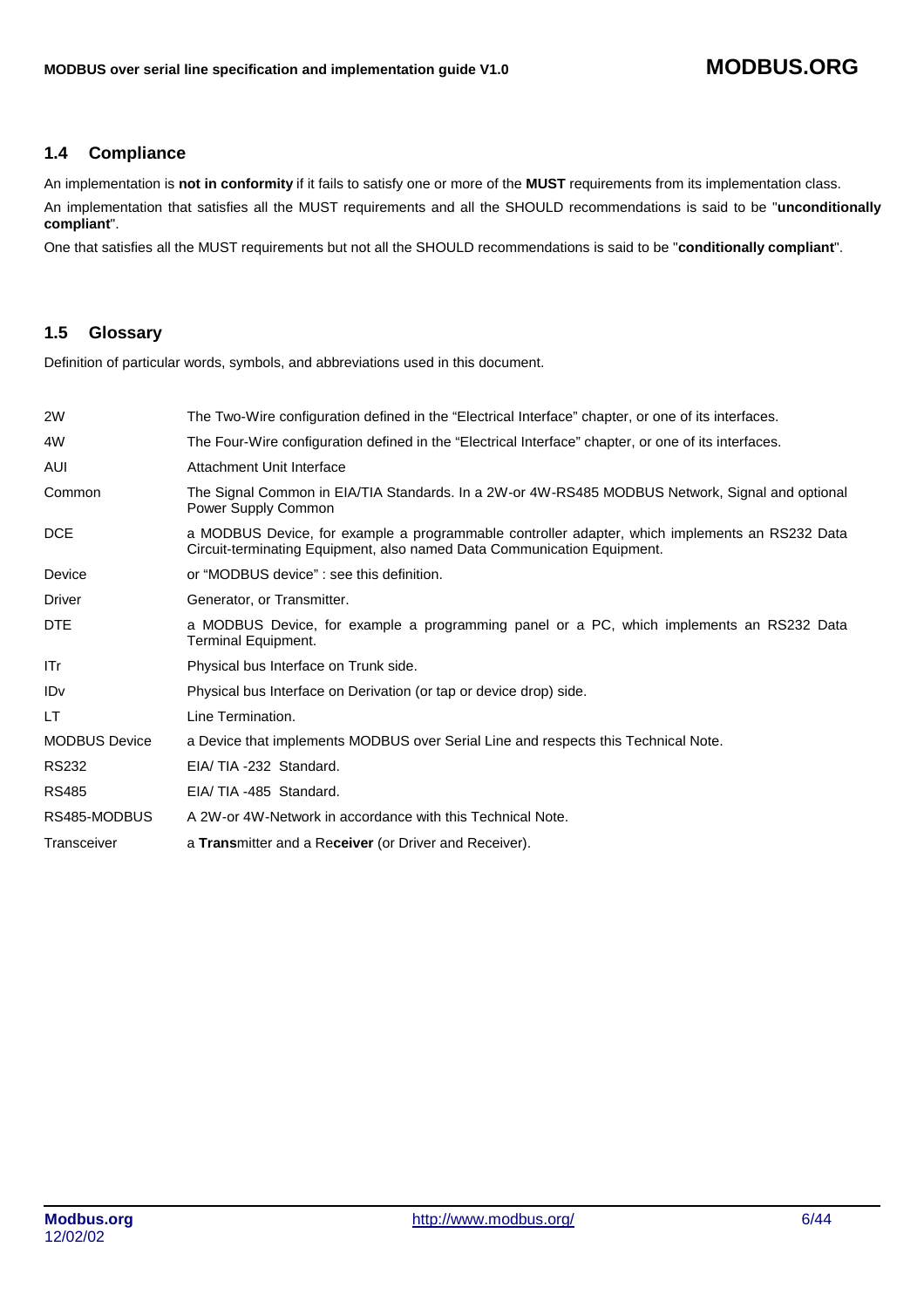## 1.4 Compliance

An implementation is **not in conformity** if it fails to satisfy one or more of the **MUST** requirements from its implementation class.

An implementation that satisfies all the MUST requirements and all the SHOULD recommendations is said to be "**unconditionally compliant**".

One that satisfies all the MUST requirements but not all the SHOULD recommendations is said to be "**conditionally compliant**".

## 1.5 Glossary

Definition of particular words, symbols, and abbreviations used in this document.

| | |
|---|---|
| 2W | The Two-Wire configuration defined in the "Electrical Interface" chapter, or one of its interfaces. |
| 4W | The Four-Wire configuration defined in the "Electrical Interface" chapter, or one of its interfaces. |
| AUI | Attachment Unit Interface |
| Common | The Signal Common in EIA/TIA Standards. In a 2W-or 4W-RS485 MODBUS Network, Signal and optional Power Supply Common |
| DCE | a MODBUS Device, for example a programmable controller adapter, which implements an RS232 Data Circuit-terminating Equipment, also named Data Communication Equipment. |
| Device | or "MODBUS device" : see this definition. |
| Driver | Generator, or Transmitter. |
| DTE | a MODBUS Device, for example a programming panel or a PC, which implements an RS232 Data Terminal Equipment. |
| ITr | Physical bus Interface on Trunk side. |
| IDv | Physical bus Interface on Derivation (or tap or device drop) side. |
| LT | Line Termination. |
| MODBUS Device | a Device that implements MODBUS over Serial Line and respects this Technical Note. |
| RS232 | EIA/ TIA -232 Standard. |
| RS485 | EIA/ TIA -485 Standard. |
| RS485-MODBUS | A 2W-or 4W-Network in accordance with this Technical Note. |
| Transceiver | a **Trans**mitter and a Re**ceiver** (or Driver and Receiver). |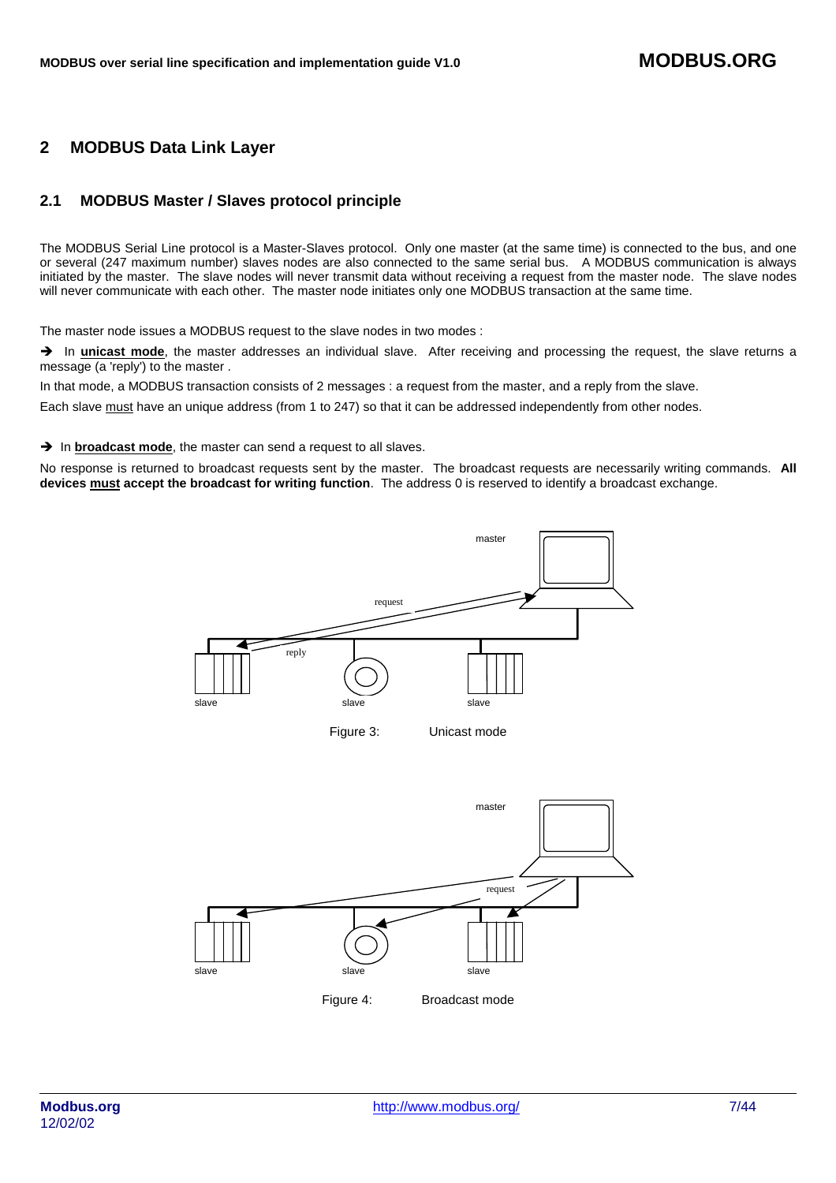# 2 MODBUS Data Link Layer

## 2.1 MODBUS Master / Slaves protocol principle

The MODBUS Serial Line protocol is a Master-Slaves protocol. Only one master (at the same time) is connected to the bus, and one or several (247 maximum number) slaves nodes are also connected to the same serial bus. A MODBUS communication is always initiated by the master. The slave nodes will never transmit data without receiving a request from the master node. The slave nodes will never communicate with each other. The master node initiates only one MODBUS transaction at the same time.

The master node issues a MODBUS request to the slave nodes in two modes :

➔ In **unicast mode**, the master addresses an individual slave. After receiving and processing the request, the slave returns a message (a 'reply') to the master .

In that mode, a MODBUS transaction consists of 2 messages : a request from the master, and a reply from the slave.

Each slave must have an unique address (from 1 to 247) so that it can be addressed independently from other nodes.

➔ In **broadcast mode**, the master can send a request to all slaves.

No response is returned to broadcast requests sent by the master. The broadcast requests are necessarily writing commands. **All devices must accept the broadcast for writing function**. The address 0 is reserved to identify a broadcast exchange.

Figure 3: Unicast mode

Figure 4: Broadcast mode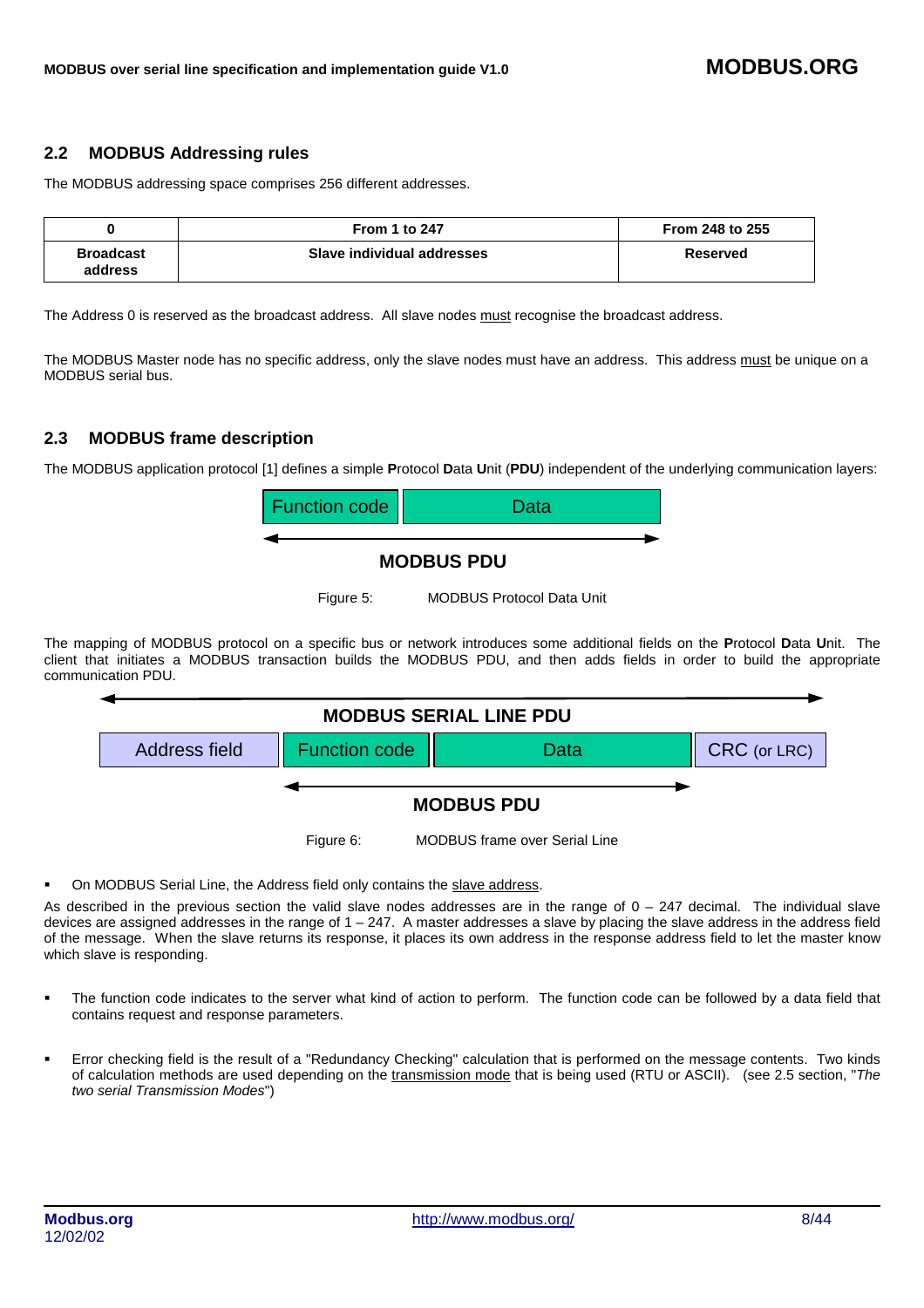## 2.2 MODBUS Addressing rules

The MODBUS addressing space comprises 256 different addresses.

| 0 | From 1 to 247 | From 248 to 255 |
|---|---|---|
| **Broadcast address** | **Slave individual addresses** | **Reserved** |

The Address 0 is reserved as the broadcast address. All slave nodes must recognise the broadcast address.

The MODBUS Master node has no specific address, only the slave nodes must have an address. This address must be unique on a MODBUS serial bus.

## 2.3 MODBUS frame description

The MODBUS application protocol [1] defines a simple **P**rotocol **D**ata **U**nit (**PDU**) independent of the underlying communication layers:

| Function code | Data |
|---|---|

**MODBUS PDU**

Figure 5: MODBUS Protocol Data Unit

The mapping of MODBUS protocol on a specific bus or network introduces some additional fields on the **P**rotocol **D**ata **U**nit. The client that initiates a MODBUS transaction builds the MODBUS PDU, and then adds fields in order to build the appropriate communication PDU.

**MODBUS SERIAL LINE PDU**

| Address field | Function code | Data | CRC (or LRC) |
|---|---|---|---|

**MODBUS PDU**

Figure 6: MODBUS frame over Serial Line

- On MODBUS Serial Line, the Address field only contains the slave address.

As described in the previous section the valid slave nodes addresses are in the range of 0 – 247 decimal. The individual slave devices are assigned addresses in the range of 1 – 247. A master addresses a slave by placing the slave address in the address field of the message. When the slave returns its response, it places its own address in the response address field to let the master know which slave is responding.

- The function code indicates to the server what kind of action to perform. The function code can be followed by a data field that contains request and response parameters.

- Error checking field is the result of a "Redundancy Checking" calculation that is performed on the message contents. Two kinds of calculation methods are used depending on the transmission mode that is being used (RTU or ASCII). (see 2.5 section, "*The two serial Transmission Modes*")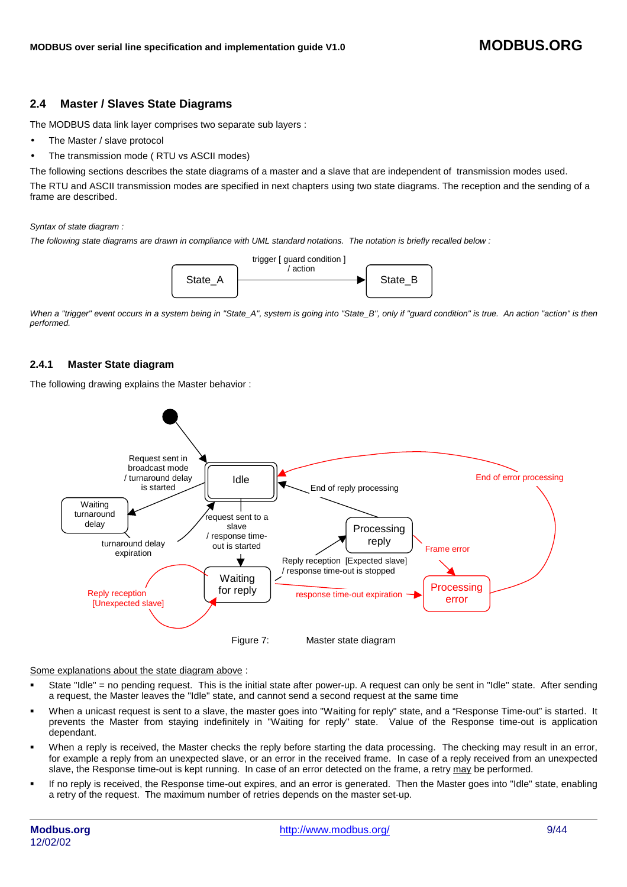## 2.4 Master / Slaves State Diagrams

The MODBUS data link layer comprises two separate sub layers :

- The Master / slave protocol
- The transmission mode ( RTU vs ASCII modes)

The following sections describes the state diagrams of a master and a slave that are independent of transmission modes used.

The RTU and ASCII transmission modes are specified in next chapters using two state diagrams. The reception and the sending of a frame are described.

*Syntax of state diagram :*

*The following state diagrams are drawn in compliance with UML standard notations. The notation is briefly recalled below :*

State_A —— trigger [ guard condition ] / action ——▶ State_B

*When a "trigger" event occurs in a system being in "State_A", system is going into "State_B", only if "guard condition" is true. An action "action" is then performed.*

### 2.4.1 Master State diagram

The following drawing explains the Master behavior :

Idle | Waiting turnaround delay | Waiting for reply | Processing reply | Processing error

Request sent in broadcast mode / turnaround delay is started

turnaround delay expiration

request sent to a slave / response time-out is started

End of reply processing

End of error processing

Reply reception [Expected slave] / response time-out is stopped

Frame error

response time-out expiration

Reply reception [Unexpected slave]

Figure 7: Master state diagram

Some explanations about the state diagram above :

- State "Idle" = no pending request. This is the initial state after power-up. A request can only be sent in "Idle" state. After sending a request, the Master leaves the "Idle" state, and cannot send a second request at the same time
- When a unicast request is sent to a slave, the master goes into "Waiting for reply" state, and a "Response Time-out" is started. It prevents the Master from staying indefinitely in "Waiting for reply" state. Value of the Response time-out is application dependant.
- When a reply is received, the Master checks the reply before starting the data processing. The checking may result in an error, for example a reply from an unexpected slave, or an error in the received frame. In case of a reply received from an unexpected slave, the Response time-out is kept running. In case of an error detected on the frame, a retry may be performed.
- If no reply is received, the Response time-out expires, and an error is generated. Then the Master goes into "Idle" state, enabling a retry of the request. The maximum number of retries depends on the master set-up.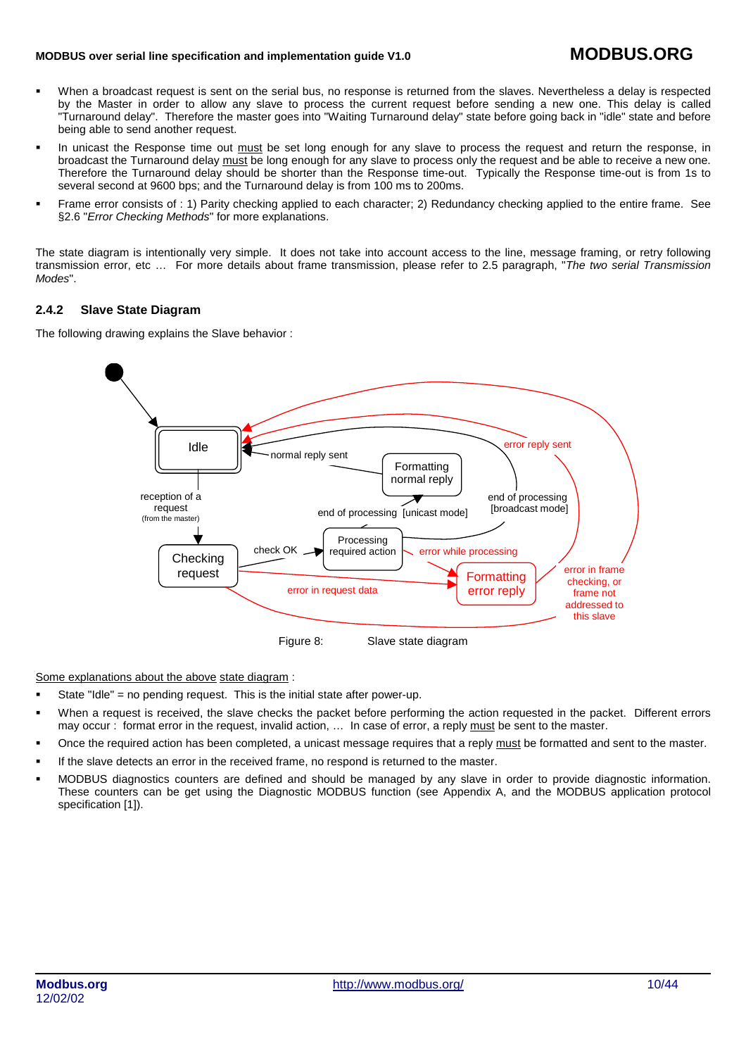- When a broadcast request is sent on the serial bus, no response is returned from the slaves. Nevertheless a delay is respected by the Master in order to allow any slave to process the current request before sending a new one. This delay is called "Turnaround delay". Therefore the master goes into "Waiting Turnaround delay" state before going back in "idle" state and before being able to send another request.
- In unicast the Response time out must be set long enough for any slave to process the request and return the response, in broadcast the Turnaround delay must be long enough for any slave to process only the request and be able to receive a new one. Therefore the Turnaround delay should be shorter than the Response time-out. Typically the Response time-out is from 1s to several second at 9600 bps; and the Turnaround delay is from 100 ms to 200ms.
- Frame error consists of : 1) Parity checking applied to each character; 2) Redundancy checking applied to the entire frame. See §2.6 "*Error Checking Methods*" for more explanations.

The state diagram is intentionally very simple. It does not take into account access to the line, message framing, or retry following transmission error, etc … For more details about frame transmission, please refer to 2.5 paragraph, "*The two serial Transmission Modes*".

### 2.4.2 Slave State Diagram

The following drawing explains the Slave behavior :

Figure 8: Slave state diagram

Some explanations about the above state diagram :

- State "Idle" = no pending request. This is the initial state after power-up.
- When a request is received, the slave checks the packet before performing the action requested in the packet. Different errors may occur : format error in the request, invalid action, … In case of error, a reply must be sent to the master.
- Once the required action has been completed, a unicast message requires that a reply must be formatted and sent to the master.
- If the slave detects an error in the received frame, no respond is returned to the master.
- MODBUS diagnostics counters are defined and should be managed by any slave in order to provide diagnostic information. These counters can be get using the Diagnostic MODBUS function (see Appendix A, and the MODBUS application protocol specification [1]).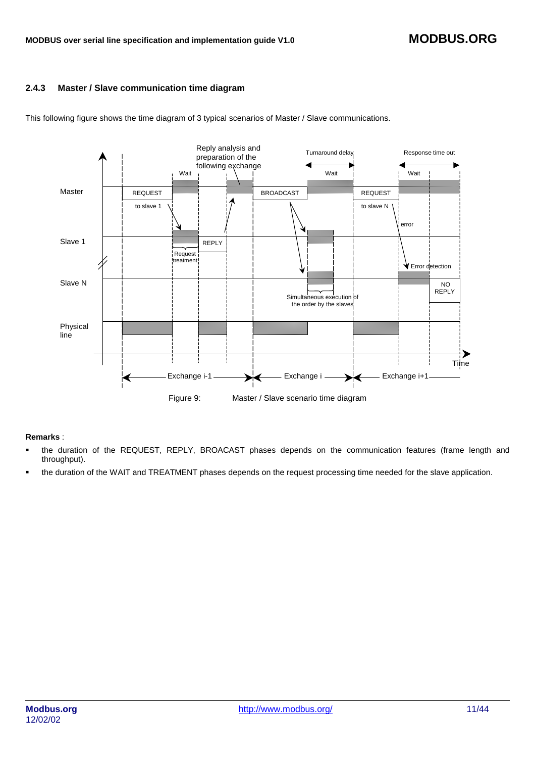### 2.4.3 Master / Slave communication time diagram

This following figure shows the time diagram of 3 typical scenarios of Master / Slave communications.

Figure 9: Master / Slave scenario time diagram

**Remarks** :

- the duration of the REQUEST, REPLY, BROACAST phases depends on the communication features (frame length and throughput).
- the duration of the WAIT and TREATMENT phases depends on the request processing time needed for the slave application.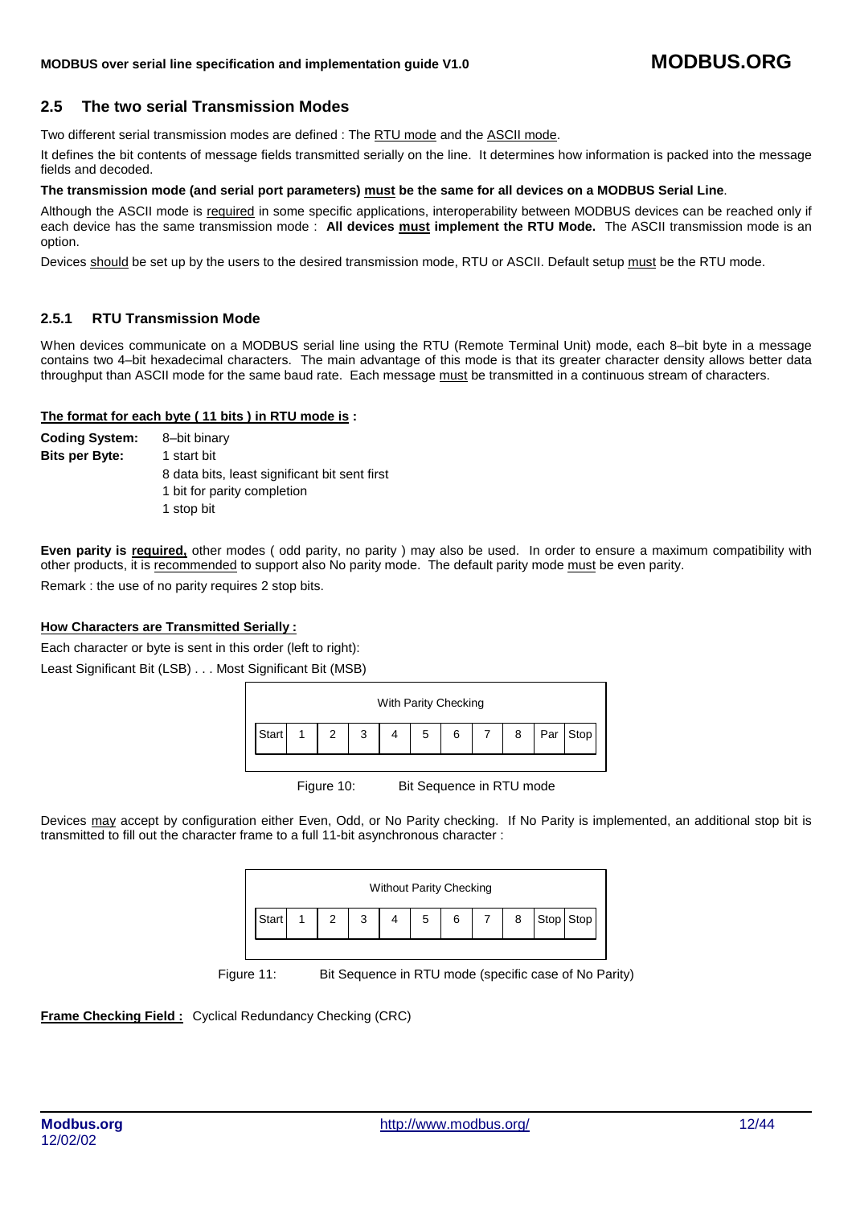## 2.5 The two serial Transmission Modes

Two different serial transmission modes are defined : The RTU mode and the ASCII mode.

It defines the bit contents of message fields transmitted serially on the line. It determines how information is packed into the message fields and decoded.

**The transmission mode (and serial port parameters) must be the same for all devices on a MODBUS Serial Line**.

Although the ASCII mode is required in some specific applications, interoperability between MODBUS devices can be reached only if each device has the same transmission mode : **All devices must implement the RTU Mode.** The ASCII transmission mode is an option.

Devices should be set up by the users to the desired transmission mode, RTU or ASCII. Default setup must be the RTU mode.

### 2.5.1 RTU Transmission Mode

When devices communicate on a MODBUS serial line using the RTU (Remote Terminal Unit) mode, each 8–bit byte in a message contains two 4–bit hexadecimal characters. The main advantage of this mode is that its greater character density allows better data throughput than ASCII mode for the same baud rate. Each message must be transmitted in a continuous stream of characters.

**The format for each byte ( 11 bits ) in RTU mode is :**

**Coding System:** 8–bit binary

**Bits per Byte:** 1 start bit
8 data bits, least significant bit sent first
1 bit for parity completion
1 stop bit

**Even parity is required,** other modes ( odd parity, no parity ) may also be used. In order to ensure a maximum compatibility with other products, it is recommended to support also No parity mode. The default parity mode must be even parity.

Remark : the use of no parity requires 2 stop bits.

**How Characters are Transmitted Serially :**

Each character or byte is sent in this order (left to right):

Least Significant Bit (LSB) . . . Most Significant Bit (MSB)

With Parity Checking

| Start | 1 | 2 | 3 | 4 | 5 | 6 | 7 | 8 | Par | Stop |
|---|---|---|---|---|---|---|---|---|---|---|

Figure 10: Bit Sequence in RTU mode

Devices may accept by configuration either Even, Odd, or No Parity checking. If No Parity is implemented, an additional stop bit is transmitted to fill out the character frame to a full 11-bit asynchronous character :

Without Parity Checking

| Start | 1 | 2 | 3 | 4 | 5 | 6 | 7 | 8 | Stop | Stop |
|---|---|---|---|---|---|---|---|---|---|---|

Figure 11: Bit Sequence in RTU mode (specific case of No Parity)

**Frame Checking Field :** Cyclical Redundancy Checking (CRC)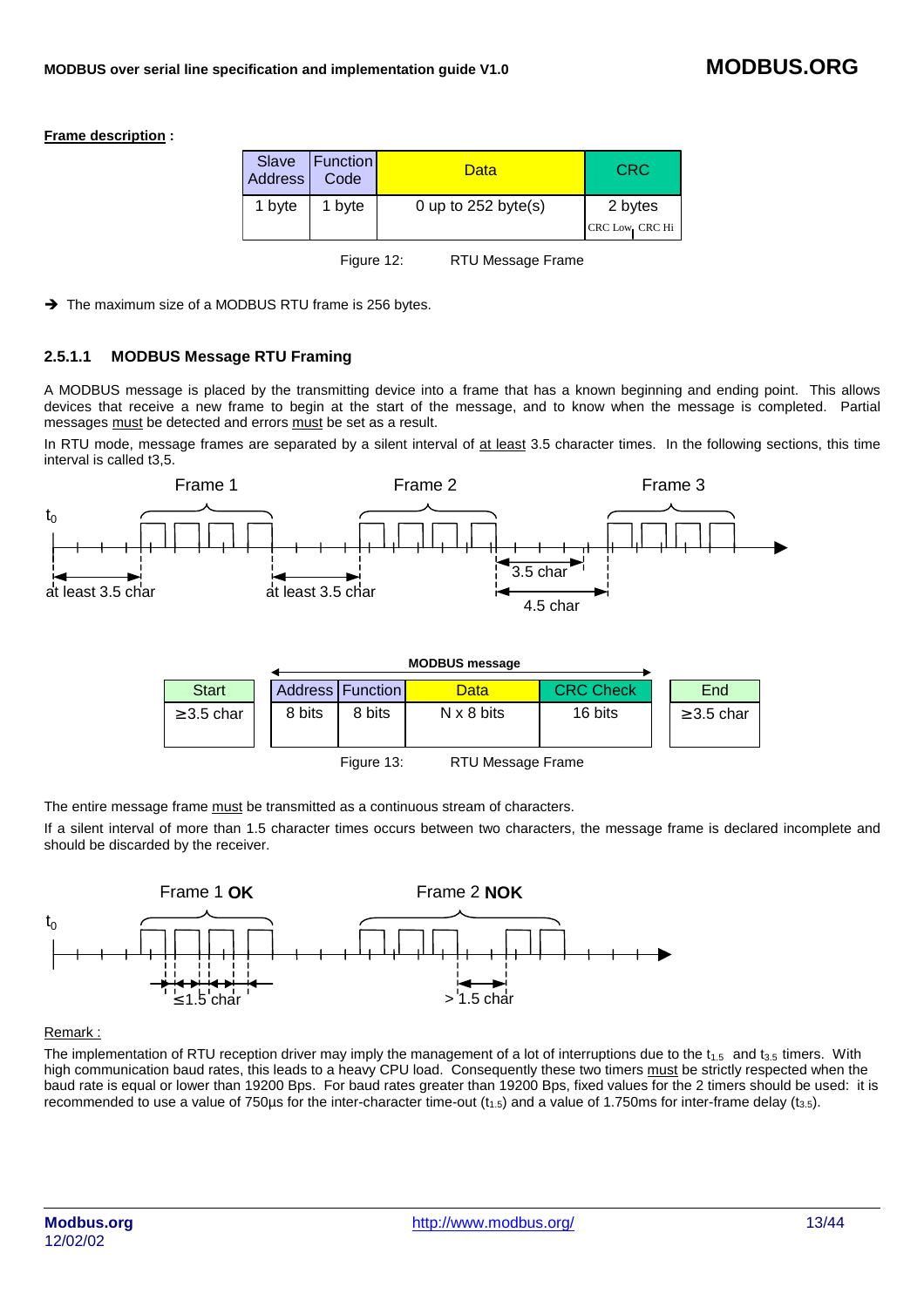**Frame description :**

| Slave Address | Function Code | Data | CRC |
|---|---|---|---|
| 1 byte | 1 byte | 0 up to 252 byte(s) | 2 bytes<br>CRC Low \| CRC Hi |

Figure 12: RTU Message Frame

➔ The maximum size of a MODBUS RTU frame is 256 bytes.

### 2.5.1.1 MODBUS Message RTU Framing

A MODBUS message is placed by the transmitting device into a frame that has a known beginning and ending point. This allows devices that receive a new frame to begin at the start of the message, and to know when the message is completed. Partial messages must be detected and errors must be set as a result.

In RTU mode, message frames are separated by a silent interval of at least 3.5 character times. In the following sections, this time interval is called t3,5.

| Start | Address | Function | Data | CRC Check | End |
|---|---|---|---|---|---|
| ≥ 3.5 char | 8 bits | 8 bits | N x 8 bits | 16 bits | ≥ 3.5 char |

Figure 13: RTU Message Frame

The entire message frame must be transmitted as a continuous stream of characters.

If a silent interval of more than 1.5 character times occurs between two characters, the message frame is declared incomplete and should be discarded by the receiver.

Remark :

The implementation of RTU reception driver may imply the management of a lot of interruptions due to the $t_{1.5}$ and $t_{3.5}$ timers. With high communication baud rates, this leads to a heavy CPU load. Consequently these two timers must be strictly respected when the baud rate is equal or lower than 19200 Bps. For baud rates greater than 19200 Bps, fixed values for the 2 timers should be used: it is recommended to use a value of 750µs for the inter-character time-out ($t_{1.5}$) and a value of 1.750ms for inter-frame delay ($t_{3.5}$).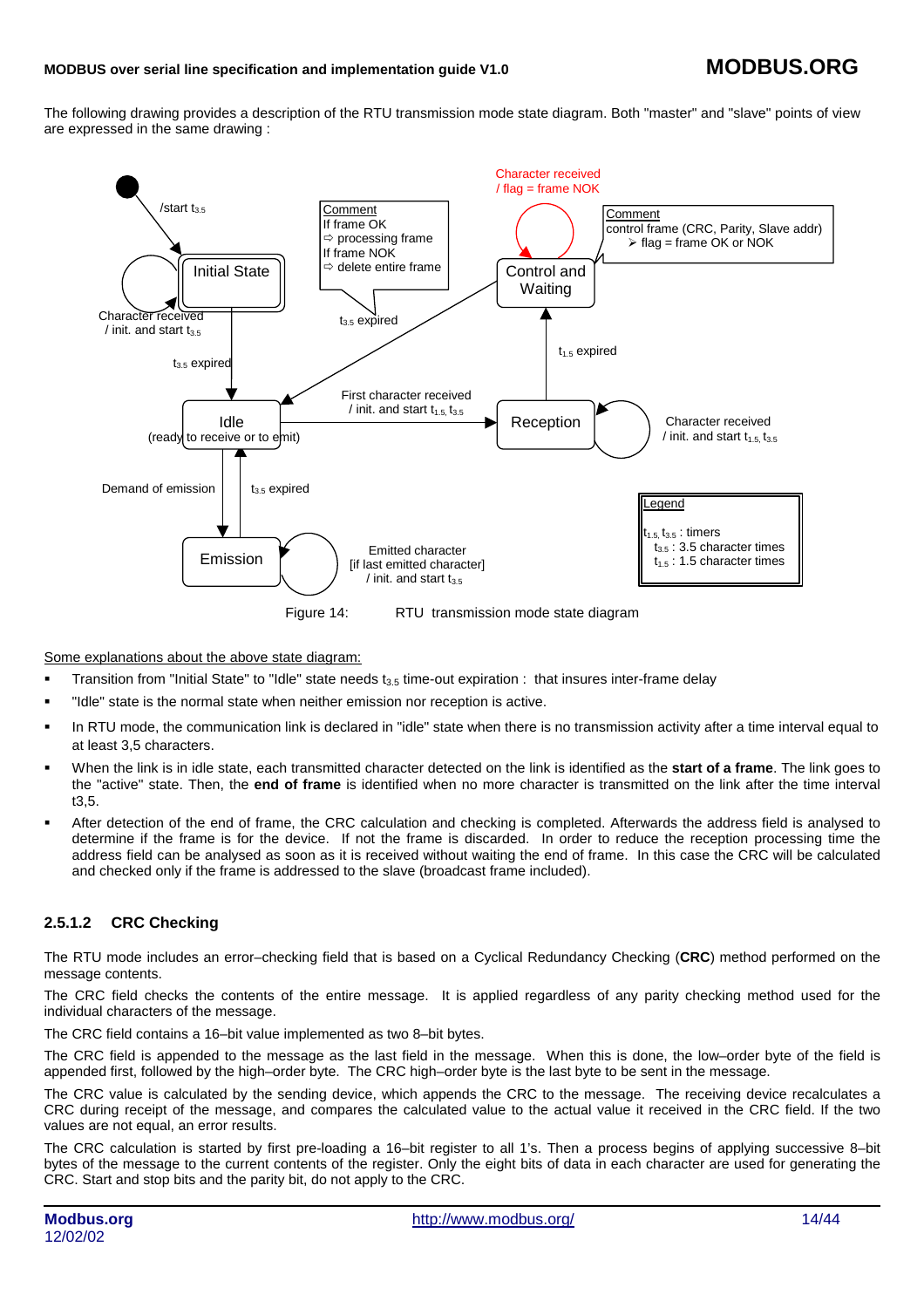The following drawing provides a description of the RTU transmission mode state diagram. Both "master" and "slave" points of view are expressed in the same drawing :

/start $t_{3.5}$

Initial State

Character received
/ init. and start $t_{3.5}$

$t_{3.5}$ expired

Comment
If frame OK
⇨ processing frame
If frame NOK
⇨ delete entire frame

$t_{3.5}$ expired

Character received
/ flag = frame NOK

Control and Waiting

Comment
control frame (CRC, Parity, Slave addr)
➢ flag = frame OK or NOK

$t_{1.5}$ expired

Idle
(ready to receive or to emit)

First character received
/ init. and start $t_{1.5}$, $t_{3.5}$

Reception

Character received
/ init. and start $t_{1.5}$, $t_{3.5}$

Demand of emission

$t_{3.5}$ expired

Emission

Emitted character
[if last emitted character]
/ init. and start $t_{3.5}$

Legend
$t_{1.5}$, $t_{3.5}$ : timers
$t_{3.5}$ : 3.5 character times
$t_{1.5}$ : 1.5 character times

Figure 14: RTU transmission mode state diagram

Some explanations about the above state diagram:

- Transition from "Initial State" to "Idle" state needs $t_{3.5}$ time-out expiration : that insures inter-frame delay
- "Idle" state is the normal state when neither emission nor reception is active.
- In RTU mode, the communication link is declared in "idle" state when there is no transmission activity after a time interval equal to at least 3,5 characters.
- When the link is in idle state, each transmitted character detected on the link is identified as the **start of a frame**. The link goes to the "active" state. Then, the **end of frame** is identified when no more character is transmitted on the link after the time interval t3,5.
- After detection of the end of frame, the CRC calculation and checking is completed. Afterwards the address field is analysed to determine if the frame is for the device. If not the frame is discarded. In order to reduce the reception processing time the address field can be analysed as soon as it is received without waiting the end of frame. In this case the CRC will be calculated and checked only if the frame is addressed to the slave (broadcast frame included).

### 2.5.1.2 CRC Checking

The RTU mode includes an error–checking field that is based on a Cyclical Redundancy Checking (**CRC**) method performed on the message contents.

The CRC field checks the contents of the entire message. It is applied regardless of any parity checking method used for the individual characters of the message.

The CRC field contains a 16–bit value implemented as two 8–bit bytes.

The CRC field is appended to the message as the last field in the message. When this is done, the low–order byte of the field is appended first, followed by the high–order byte. The CRC high–order byte is the last byte to be sent in the message.

The CRC value is calculated by the sending device, which appends the CRC to the message. The receiving device recalculates a CRC during receipt of the message, and compares the calculated value to the actual value it received in the CRC field. If the two values are not equal, an error results.

The CRC calculation is started by first pre-loading a 16–bit register to all 1's. Then a process begins of applying successive 8–bit bytes of the message to the current contents of the register. Only the eight bits of data in each character are used for generating the CRC. Start and stop bits and the parity bit, do not apply to the CRC.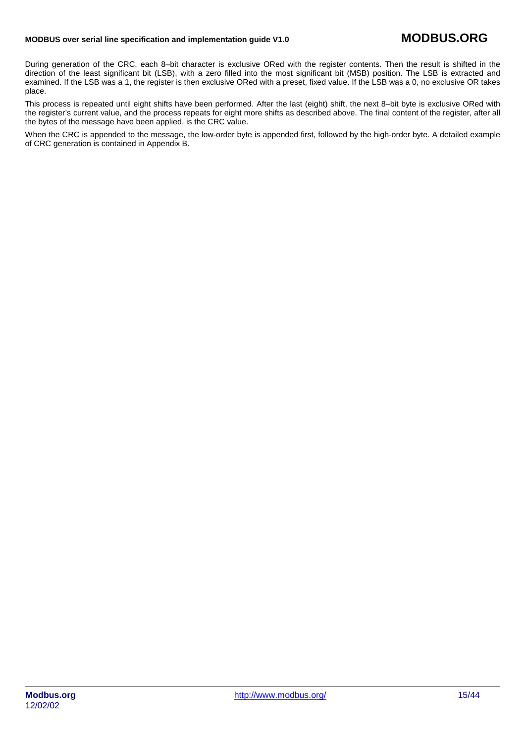During generation of the CRC, each 8–bit character is exclusive ORed with the register contents. Then the result is shifted in the direction of the least significant bit (LSB), with a zero filled into the most significant bit (MSB) position. The LSB is extracted and examined. If the LSB was a 1, the register is then exclusive ORed with a preset, fixed value. If the LSB was a 0, no exclusive OR takes place.

This process is repeated until eight shifts have been performed. After the last (eight) shift, the next 8–bit byte is exclusive ORed with the register's current value, and the process repeats for eight more shifts as described above. The final content of the register, after all the bytes of the message have been applied, is the CRC value.

When the CRC is appended to the message, the low-order byte is appended first, followed by the high-order byte. A detailed example of CRC generation is contained in Appendix B.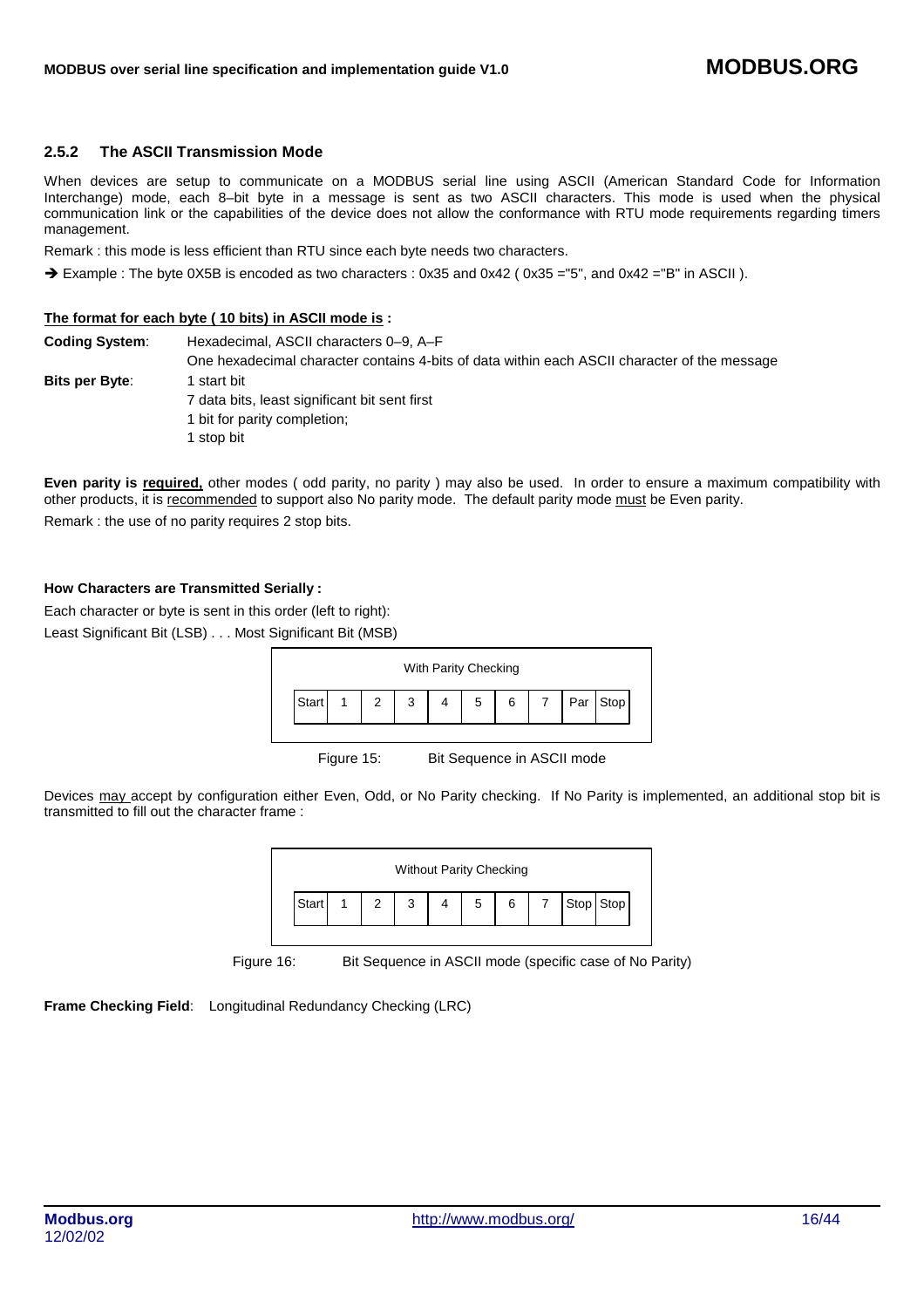### 2.5.2 The ASCII Transmission Mode

When devices are setup to communicate on a MODBUS serial line using ASCII (American Standard Code for Information Interchange) mode, each 8–bit byte in a message is sent as two ASCII characters. This mode is used when the physical communication link or the capabilities of the device does not allow the conformance with RTU mode requirements regarding timers management.

Remark : this mode is less efficient than RTU since each byte needs two characters.

➔ Example : The byte 0X5B is encoded as two characters : 0x35 and 0x42 ( 0x35 ="5", and 0x42 ="B" in ASCII ).

**The format for each byte ( 10 bits) in ASCII mode is :**

**Coding System**: Hexadecimal, ASCII characters 0–9, A–F
One hexadecimal character contains 4-bits of data within each ASCII character of the message

**Bits per Byte**: 1 start bit
7 data bits, least significant bit sent first
1 bit for parity completion;
1 stop bit

**Even parity is required,** other modes ( odd parity, no parity ) may also be used. In order to ensure a maximum compatibility with other products, it is recommended to support also No parity mode. The default parity mode must be Even parity.

Remark : the use of no parity requires 2 stop bits.

**How Characters are Transmitted Serially :**

Each character or byte is sent in this order (left to right):

Least Significant Bit (LSB) . . . Most Significant Bit (MSB)

With Parity Checking

| Start | 1 | 2 | 3 | 4 | 5 | 6 | 7 | Par | Stop |
|---|---|---|---|---|---|---|---|---|---|

Figure 15: Bit Sequence in ASCII mode

Devices may accept by configuration either Even, Odd, or No Parity checking. If No Parity is implemented, an additional stop bit is transmitted to fill out the character frame :

Without Parity Checking

| Start | 1 | 2 | 3 | 4 | 5 | 6 | 7 | Stop | Stop |
|---|---|---|---|---|---|---|---|---|---|

Figure 16: Bit Sequence in ASCII mode (specific case of No Parity)

**Frame Checking Field**: Longitudinal Redundancy Checking (LRC)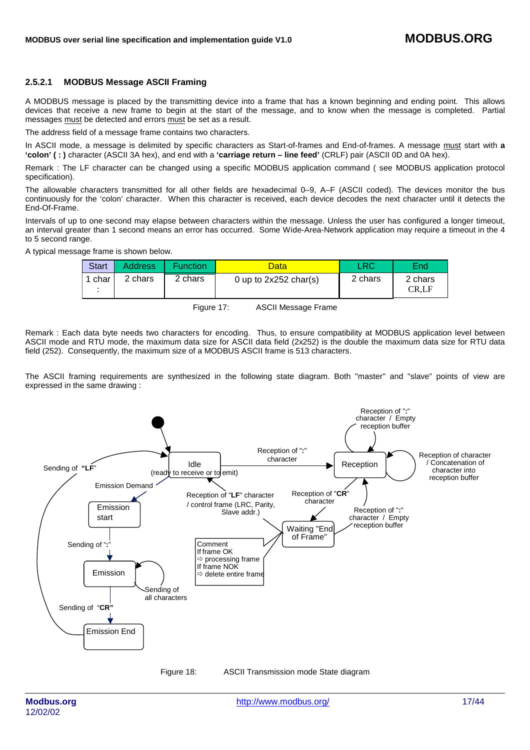### 2.5.2.1 MODBUS Message ASCII Framing

A MODBUS message is placed by the transmitting device into a frame that has a known beginning and ending point. This allows devices that receive a new frame to begin at the start of the message, and to know when the message is completed. Partial messages must be detected and errors must be set as a result.

The address field of a message frame contains two characters.

In ASCII mode, a message is delimited by specific characters as Start-of-frames and End-of-frames. A message must start with **a 'colon' ( : )** character (ASCII 3A hex), and end with a **'carriage return – line feed'** (CRLF) pair (ASCII 0D and 0A hex).

Remark : The LF character can be changed using a specific MODBUS application command ( see MODBUS application protocol specification).

The allowable characters transmitted for all other fields are hexadecimal 0–9, A–F (ASCII coded). The devices monitor the bus continuously for the 'colon' character. When this character is received, each device decodes the next character until it detects the End-Of-Frame.

Intervals of up to one second may elapse between characters within the message. Unless the user has configured a longer timeout, an interval greater than 1 second means an error has occurred. Some Wide-Area-Network application may require a timeout in the 4 to 5 second range.

A typical message frame is shown below.

| Start | Address | Function | Data | LRC | End |
|---|---|---|---|---|---|
| 1 char : | 2 chars | 2 chars | 0 up to 2x252 char(s) | 2 chars | 2 chars CR,LF |

Figure 17: ASCII Message Frame

Remark : Each data byte needs two characters for encoding. Thus, to ensure compatibility at MODBUS application level between ASCII mode and RTU mode, the maximum data size for ASCII data field (2x252) is the double the maximum data size for RTU data field (252). Consequently, the maximum size of a MODBUS ASCII frame is 513 characters.

The ASCII framing requirements are synthesized in the following state diagram. Both "master" and "slave" points of view are expressed in the same drawing :

Figure 18: ASCII Transmission mode State diagram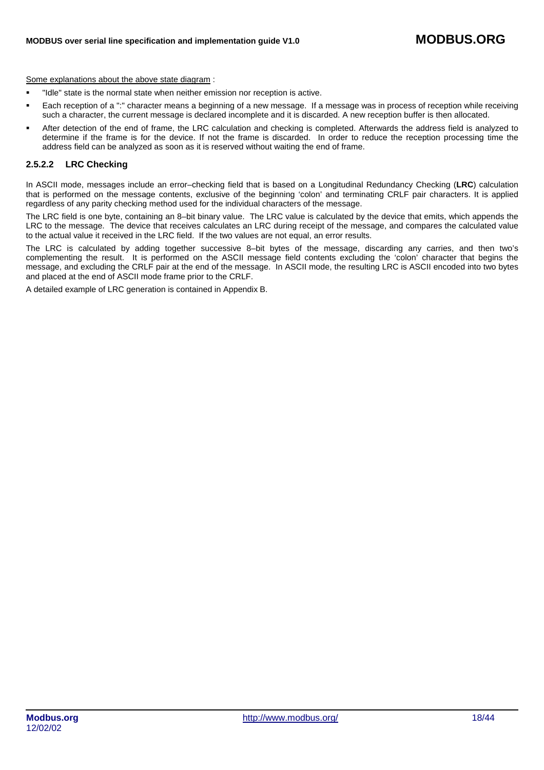<u>Some explanations about the above state diagram</u> :

- "Idle" state is the normal state when neither emission nor reception is active.
- Each reception of a ":" character means a beginning of a new message. If a message was in process of reception while receiving such a character, the current message is declared incomplete and it is discarded. A new reception buffer is then allocated.
- After detection of the end of frame, the LRC calculation and checking is completed. Afterwards the address field is analyzed to determine if the frame is for the device. If not the frame is discarded. In order to reduce the reception processing time the address field can be analyzed as soon as it is reserved without waiting the end of frame.

### 2.5.2.2 LRC Checking

In ASCII mode, messages include an error–checking field that is based on a Longitudinal Redundancy Checking (**LRC**) calculation that is performed on the message contents, exclusive of the beginning 'colon' and terminating CRLF pair characters. It is applied regardless of any parity checking method used for the individual characters of the message.

The LRC field is one byte, containing an 8–bit binary value. The LRC value is calculated by the device that emits, which appends the LRC to the message. The device that receives calculates an LRC during receipt of the message, and compares the calculated value to the actual value it received in the LRC field. If the two values are not equal, an error results.

The LRC is calculated by adding together successive 8–bit bytes of the message, discarding any carries, and then two's complementing the result. It is performed on the ASCII message field contents excluding the 'colon' character that begins the message, and excluding the CRLF pair at the end of the message. In ASCII mode, the resulting LRC is ASCII encoded into two bytes and placed at the end of ASCII mode frame prior to the CRLF.

A detailed example of LRC generation is contained in Appendix B.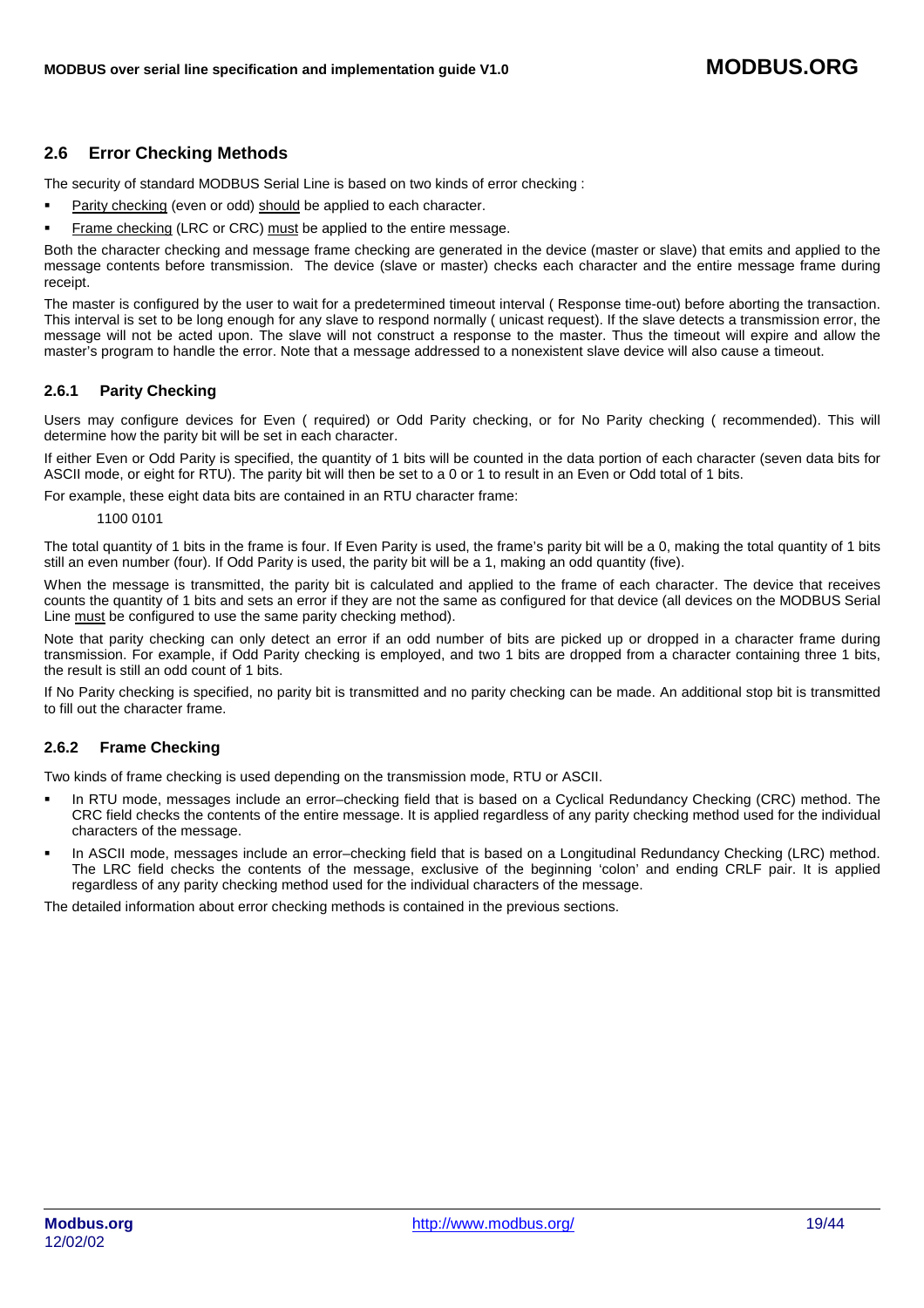## 2.6 Error Checking Methods

The security of standard MODBUS Serial Line is based on two kinds of error checking :

- Parity checking (even or odd) should be applied to each character.
- Frame checking (LRC or CRC) must be applied to the entire message.

Both the character checking and message frame checking are generated in the device (master or slave) that emits and applied to the message contents before transmission. The device (slave or master) checks each character and the entire message frame during receipt.

The master is configured by the user to wait for a predetermined timeout interval ( Response time-out) before aborting the transaction. This interval is set to be long enough for any slave to respond normally ( unicast request). If the slave detects a transmission error, the message will not be acted upon. The slave will not construct a response to the master. Thus the timeout will expire and allow the master's program to handle the error. Note that a message addressed to a nonexistent slave device will also cause a timeout.

### 2.6.1 Parity Checking

Users may configure devices for Even ( required) or Odd Parity checking, or for No Parity checking ( recommended). This will determine how the parity bit will be set in each character.

If either Even or Odd Parity is specified, the quantity of 1 bits will be counted in the data portion of each character (seven data bits for ASCII mode, or eight for RTU). The parity bit will then be set to a 0 or 1 to result in an Even or Odd total of 1 bits.

For example, these eight data bits are contained in an RTU character frame:

1100 0101

The total quantity of 1 bits in the frame is four. If Even Parity is used, the frame's parity bit will be a 0, making the total quantity of 1 bits still an even number (four). If Odd Parity is used, the parity bit will be a 1, making an odd quantity (five).

When the message is transmitted, the parity bit is calculated and applied to the frame of each character. The device that receives counts the quantity of 1 bits and sets an error if they are not the same as configured for that device (all devices on the MODBUS Serial Line must be configured to use the same parity checking method).

Note that parity checking can only detect an error if an odd number of bits are picked up or dropped in a character frame during transmission. For example, if Odd Parity checking is employed, and two 1 bits are dropped from a character containing three 1 bits, the result is still an odd count of 1 bits.

If No Parity checking is specified, no parity bit is transmitted and no parity checking can be made. An additional stop bit is transmitted to fill out the character frame.

### 2.6.2 Frame Checking

Two kinds of frame checking is used depending on the transmission mode, RTU or ASCII.

- In RTU mode, messages include an error–checking field that is based on a Cyclical Redundancy Checking (CRC) method. The CRC field checks the contents of the entire message. It is applied regardless of any parity checking method used for the individual characters of the message.
- In ASCII mode, messages include an error–checking field that is based on a Longitudinal Redundancy Checking (LRC) method. The LRC field checks the contents of the message, exclusive of the beginning 'colon' and ending CRLF pair. It is applied regardless of any parity checking method used for the individual characters of the message.

The detailed information about error checking methods is contained in the previous sections.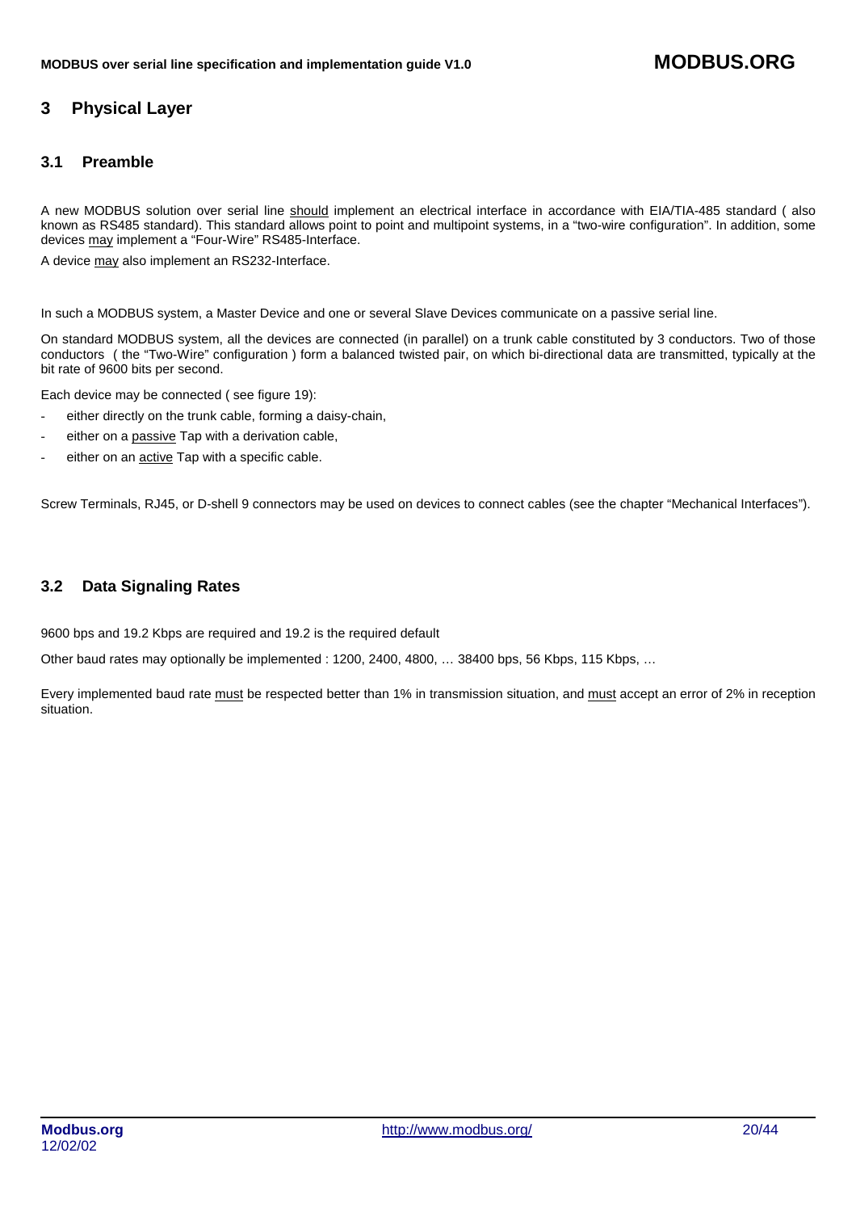# 3 Physical Layer

## 3.1 Preamble

A new MODBUS solution over serial line should implement an electrical interface in accordance with EIA/TIA-485 standard ( also known as RS485 standard). This standard allows point to point and multipoint systems, in a "two-wire configuration". In addition, some devices may implement a "Four-Wire" RS485-Interface.

A device may also implement an RS232-Interface.

In such a MODBUS system, a Master Device and one or several Slave Devices communicate on a passive serial line.

On standard MODBUS system, all the devices are connected (in parallel) on a trunk cable constituted by 3 conductors. Two of those conductors ( the "Two-Wire" configuration ) form a balanced twisted pair, on which bi-directional data are transmitted, typically at the bit rate of 9600 bits per second.

Each device may be connected ( see figure 19):

- either directly on the trunk cable, forming a daisy-chain,
- either on a passive Tap with a derivation cable,
- either on an active Tap with a specific cable.

Screw Terminals, RJ45, or D-shell 9 connectors may be used on devices to connect cables (see the chapter "Mechanical Interfaces").

## 3.2 Data Signaling Rates

9600 bps and 19.2 Kbps are required and 19.2 is the required default

Other baud rates may optionally be implemented : 1200, 2400, 4800, … 38400 bps, 56 Kbps, 115 Kbps, …

Every implemented baud rate must be respected better than 1% in transmission situation, and must accept an error of 2% in reception situation.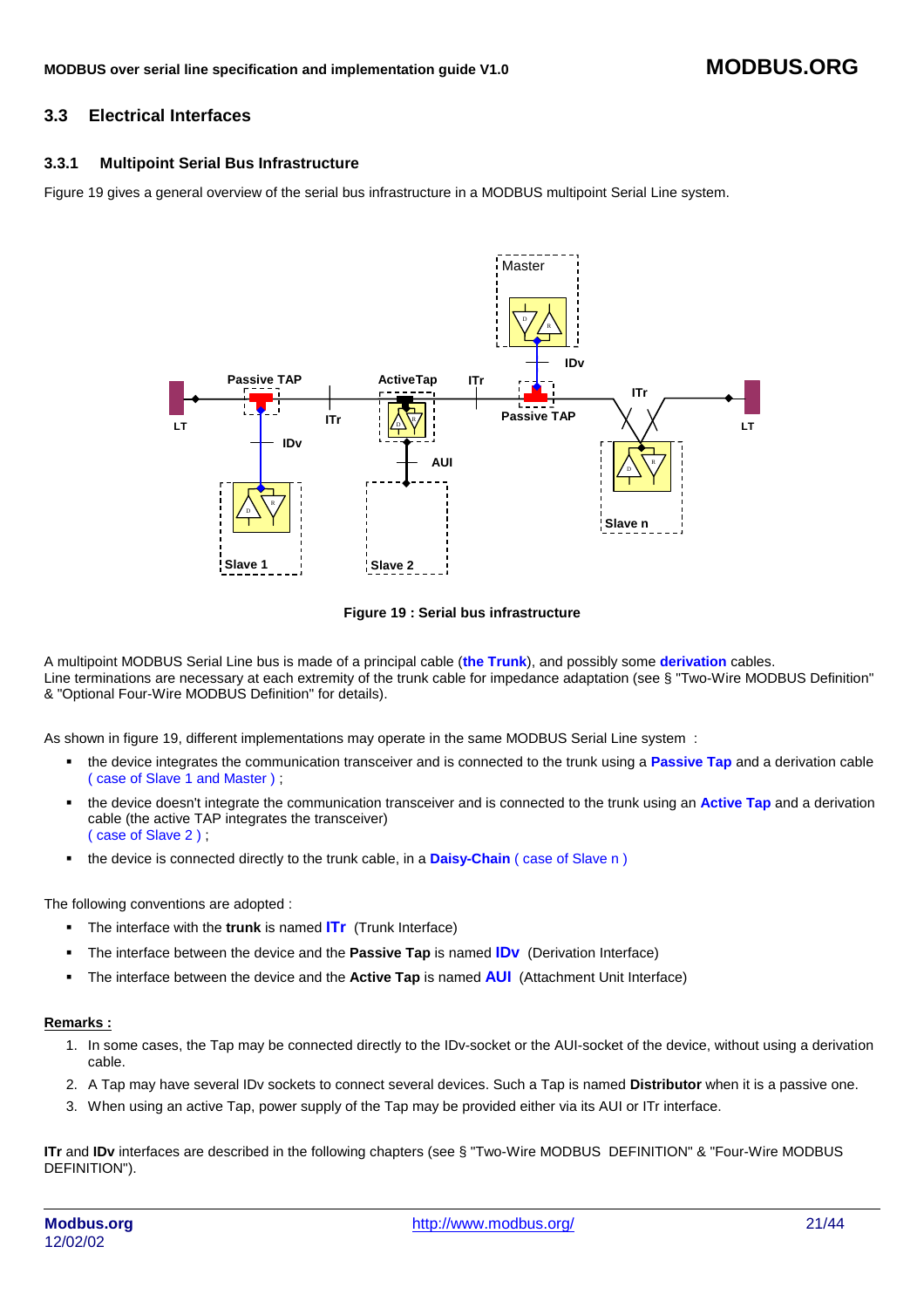## 3.3 Electrical Interfaces

### 3.3.1 Multipoint Serial Bus Infrastructure

Figure 19 gives a general overview of the serial bus infrastructure in a MODBUS multipoint Serial Line system.

**Figure 19 : Serial bus infrastructure**

A multipoint MODBUS Serial Line bus is made of a principal cable (**the Trunk**), and possibly some **derivation** cables.
Line terminations are necessary at each extremity of the trunk cable for impedance adaptation (see § "Two-Wire MODBUS Definition" & "Optional Four-Wire MODBUS Definition" for details).

As shown in figure 19, different implementations may operate in the same MODBUS Serial Line system :

- the device integrates the communication transceiver and is connected to the trunk using a **Passive Tap** and a derivation cable ( case of Slave 1 and Master ) ;
- the device doesn't integrate the communication transceiver and is connected to the trunk using an **Active Tap** and a derivation cable (the active TAP integrates the transceiver)
( case of Slave 2 ) ;
- the device is connected directly to the trunk cable, in a **Daisy-Chain** ( case of Slave n )

The following conventions are adopted :

- The interface with the **trunk** is named **ITr** (Trunk Interface)
- The interface between the device and the **Passive Tap** is named **IDv** (Derivation Interface)
- The interface between the device and the **Active Tap** is named **AUI** (Attachment Unit Interface)

**Remarks :**

1. In some cases, the Tap may be connected directly to the IDv-socket or the AUI-socket of the device, without using a derivation cable.
2. A Tap may have several IDv sockets to connect several devices. Such a Tap is named **Distributor** when it is a passive one.
3. When using an active Tap, power supply of the Tap may be provided either via its AUI or ITr interface.

**ITr** and **IDv** interfaces are described in the following chapters (see § "Two-Wire MODBUS DEFINITION" & "Four-Wire MODBUS DEFINITION").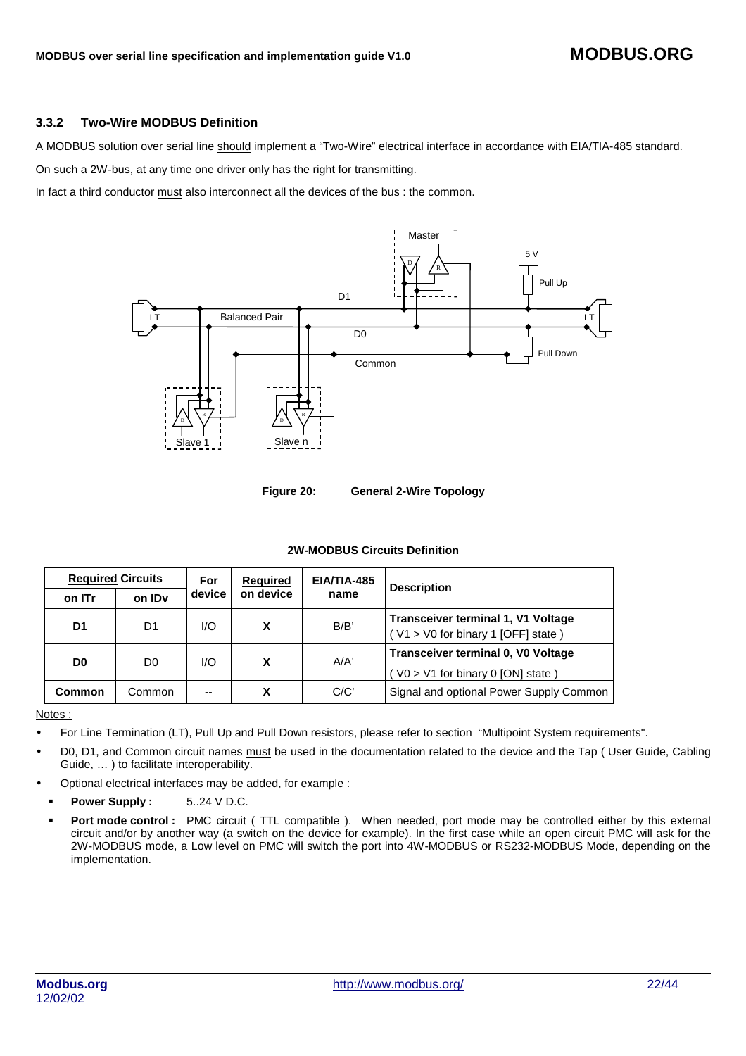### 3.3.2 Two-Wire MODBUS Definition

A MODBUS solution over serial line should implement a "Two-Wire" electrical interface in accordance with EIA/TIA-485 standard.

On such a 2W-bus, at any time one driver only has the right for transmitting.

In fact a third conductor must also interconnect all the devices of the bus : the common.

**Figure 20: General 2-Wire Topology**

**2W-MODBUS Circuits Definition**

| Required Circuits | | For device | Required on device | EIA/TIA-485 name | Description |
|---|---|---|---|---|---|
| on ITr | on IDv | | | | |
| **D1** | D1 | I/O | **X** | B/B' | **Transceiver terminal 1, V1 Voltage** ( V1 > V0 for binary 1 [OFF] state ) |
| **D0** | D0 | I/O | **X** | A/A' | **Transceiver terminal 0, V0 Voltage** ( V0 > V1 for binary 0 [ON] state ) |
| **Common** | Common | -- | **X** | C/C' | Signal and optional Power Supply Common |

Notes :

- For Line Termination (LT), Pull Up and Pull Down resistors, please refer to section "Multipoint System requirements".
- D0, D1, and Common circuit names must be used in the documentation related to the device and the Tap ( User Guide, Cabling Guide, … ) to facilitate interoperability.
- Optional electrical interfaces may be added, for example :
  - **Power Supply :** 5..24 V D.C.
  - **Port mode control :** PMC circuit ( TTL compatible ). When needed, port mode may be controlled either by this external circuit and/or by another way (a switch on the device for example). In the first case while an open circuit PMC will ask for the 2W-MODBUS mode, a Low level on PMC will switch the port into 4W-MODBUS or RS232-MODBUS Mode, depending on the implementation.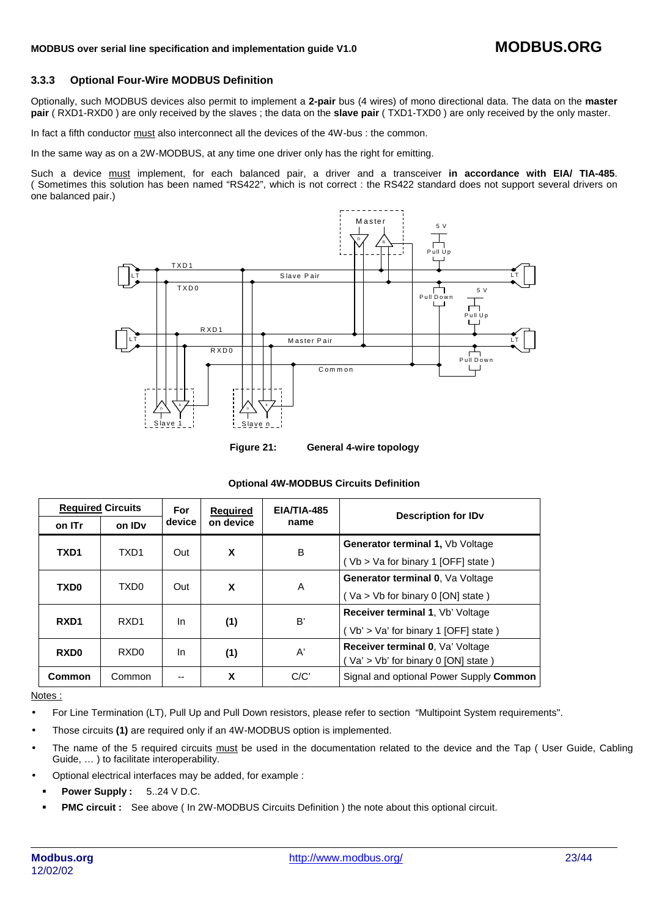### 3.3.3 Optional Four-Wire MODBUS Definition

Optionally, such MODBUS devices also permit to implement a **2-pair** bus (4 wires) of mono directional data. The data on the **master pair** ( RXD1-RXD0 ) are only received by the slaves ; the data on the **slave pair** ( TXD1-TXD0 ) are only received by the only master.

In fact a fifth conductor must also interconnect all the devices of the 4W-bus : the common.

In the same way as on a 2W-MODBUS, at any time one driver only has the right for emitting.

Such a device must implement, for each balanced pair, a driver and a transceiver **in accordance with EIA/ TIA-485**. ( Sometimes this solution has been named "RS422", which is not correct : the RS422 standard does not support several drivers on one balanced pair.)

**Figure 21: General 4-wire topology**

**Optional 4W-MODBUS Circuits Definition**

| Required Circuits | | For device | Required on device | EIA/TIA-485 name | Description for IDv |
|---|---|---|---|---|---|
| on ITr | on IDv | | | | |
| **TXD1** | TXD1 | Out | **X** | B | **Generator terminal 1,** Vb Voltage ( Vb > Va for binary 1 [OFF] state ) |
| **TXD0** | TXD0 | Out | **X** | A | **Generator terminal 0**, Va Voltage ( Va > Vb for binary 0 [ON] state ) |
| **RXD1** | RXD1 | In | **(1)** | B' | **Receiver terminal 1**, Vb' Voltage ( Vb' > Va' for binary 1 [OFF] state ) |
| **RXD0** | RXD0 | In | **(1)** | A' | **Receiver terminal 0**, Va' Voltage ( Va' > Vb' for binary 0 [ON] state ) |
| **Common** | Common | -- | **X** | C/C' | Signal and optional Power Supply **Common** |

Notes :

- For Line Termination (LT), Pull Up and Pull Down resistors, please refer to section "Multipoint System requirements".
- Those circuits **(1)** are required only if an 4W-MODBUS option is implemented.
- The name of the 5 required circuits must be used in the documentation related to the device and the Tap ( User Guide, Cabling Guide, … ) to facilitate interoperability.
- Optional electrical interfaces may be added, for example :
  - **Power Supply :** 5..24 V D.C.
  - **PMC circuit :** See above ( In 2W-MODBUS Circuits Definition ) the note about this optional circuit.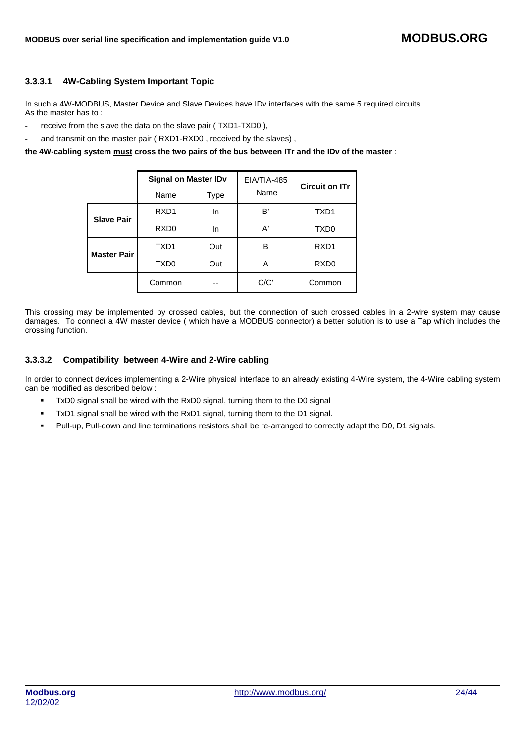#### 3.3.3.1 4W-Cabling System Important Topic

In such a 4W-MODBUS, Master Device and Slave Devices have IDv interfaces with the same 5 required circuits.
As the master has to :

- receive from the slave the data on the slave pair ( TXD1-TXD0 ),
- and transmit on the master pair ( RXD1-RXD0 , received by the slaves) ,

**the 4W-cabling system <u>must</u> cross the two pairs of the bus between ITr and the IDv of the master** :

| | Signal on Master IDv | | EIA/TIA-485 | Circuit on ITr |
|---|---|---|---|---|
| | Name | Type | Name | |
| **Slave Pair** | RXD1 | In | B' | TXD1 |
| | RXD0 | In | A' | TXD0 |
| **Master Pair** | TXD1 | Out | B | RXD1 |
| | TXD0 | Out | A | RXD0 |
| | Common | -- | C/C' | Common |

This crossing may be implemented by crossed cables, but the connection of such crossed cables in a 2-wire system may cause damages. To connect a 4W master device ( which have a MODBUS connector) a better solution is to use a Tap which includes the crossing function.

#### 3.3.3.2 Compatibility between 4-Wire and 2-Wire cabling

In order to connect devices implementing a 2-Wire physical interface to an already existing 4-Wire system, the 4-Wire cabling system can be modified as described below :

- TxD0 signal shall be wired with the RxD0 signal, turning them to the D0 signal
- TxD1 signal shall be wired with the RxD1 signal, turning them to the D1 signal.
- Pull-up, Pull-down and line terminations resistors shall be re-arranged to correctly adapt the D0, D1 signals.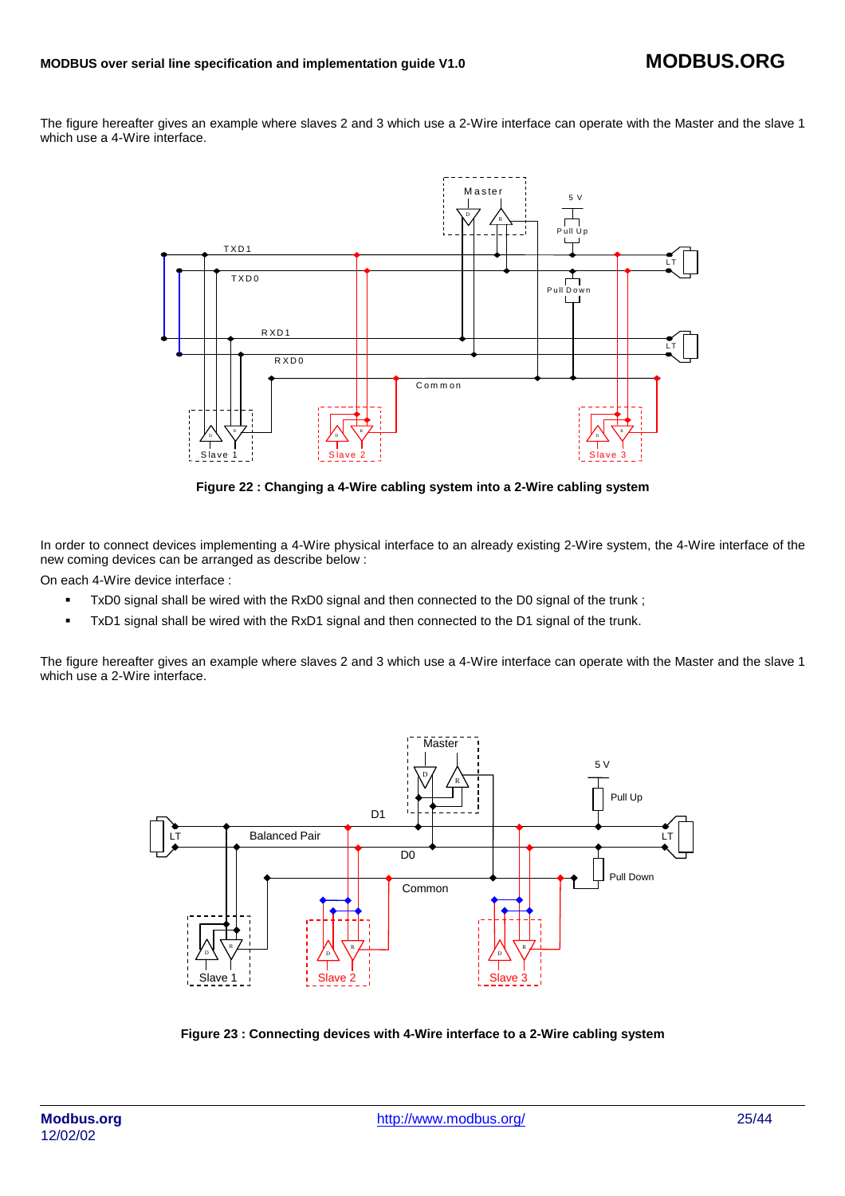The figure hereafter gives an example where slaves 2 and 3 which use a 2-Wire interface can operate with the Master and the slave 1 which use a 4-Wire interface.

**Figure 22 : Changing a 4-Wire cabling system into a 2-Wire cabling system**

In order to connect devices implementing a 4-Wire physical interface to an already existing 2-Wire system, the 4-Wire interface of the new coming devices can be arranged as describe below :

On each 4-Wire device interface :

- TxD0 signal shall be wired with the RxD0 signal and then connected to the D0 signal of the trunk ;
- TxD1 signal shall be wired with the RxD1 signal and then connected to the D1 signal of the trunk.

The figure hereafter gives an example where slaves 2 and 3 which use a 4-Wire interface can operate with the Master and the slave 1 which use a 2-Wire interface.

**Figure 23 : Connecting devices with 4-Wire interface to a 2-Wire cabling system**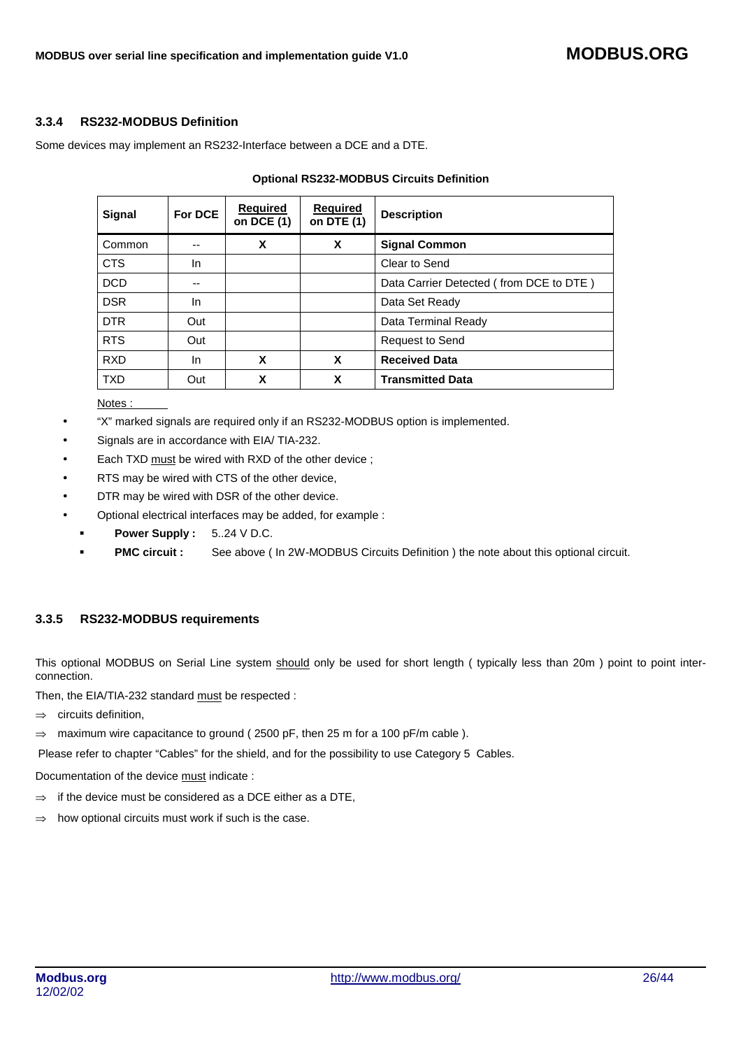### 3.3.4 RS232-MODBUS Definition

Some devices may implement an RS232-Interface between a DCE and a DTE.

**Optional RS232-MODBUS Circuits Definition**

| Signal | For DCE | Required on DCE (1) | Required on DTE (1) | Description |
|---|---|---|---|---|
| Common | -- | X | X | **Signal Common** |
| CTS | In | | | Clear to Send |
| DCD | -- | | | Data Carrier Detected ( from DCE to DTE ) |
| DSR | In | | | Data Set Ready |
| DTR | Out | | | Data Terminal Ready |
| RTS | Out | | | Request to Send |
| RXD | In | X | X | **Received Data** |
| TXD | Out | X | X | **Transmitted Data** |

Notes :

- "X" marked signals are required only if an RS232-MODBUS option is implemented.
- Signals are in accordance with EIA/ TIA-232.
- Each TXD must be wired with RXD of the other device ;
- RTS may be wired with CTS of the other device,
- DTR may be wired with DSR of the other device.
- Optional electrical interfaces may be added, for example :
  - **Power Supply :** 5..24 V D.C.
  - **PMC circuit :** See above ( In 2W-MODBUS Circuits Definition ) the note about this optional circuit.

### 3.3.5 RS232-MODBUS requirements

This optional MODBUS on Serial Line system should only be used for short length ( typically less than 20m ) point to point inter-connection.

Then, the EIA/TIA-232 standard must be respected :

⇒ circuits definition,

⇒ maximum wire capacitance to ground ( 2500 pF, then 25 m for a 100 pF/m cable ).

Please refer to chapter "Cables" for the shield, and for the possibility to use Category 5 Cables.

Documentation of the device must indicate :

⇒ if the device must be considered as a DCE either as a DTE,

⇒ how optional circuits must work if such is the case.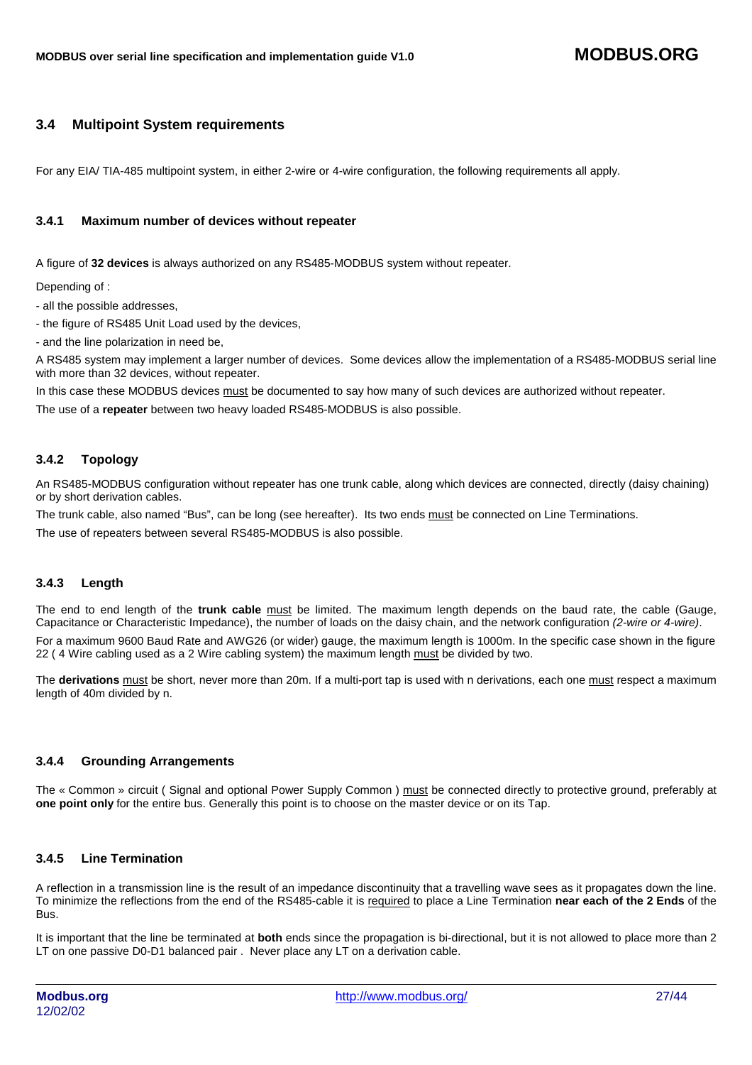## 3.4 Multipoint System requirements

For any EIA/ TIA-485 multipoint system, in either 2-wire or 4-wire configuration, the following requirements all apply.

### 3.4.1 Maximum number of devices without repeater

A figure of **32 devices** is always authorized on any RS485-MODBUS system without repeater.

Depending of :

- all the possible addresses,
- the figure of RS485 Unit Load used by the devices,
- and the line polarization in need be,

A RS485 system may implement a larger number of devices. Some devices allow the implementation of a RS485-MODBUS serial line with more than 32 devices, without repeater.

In this case these MODBUS devices must be documented to say how many of such devices are authorized without repeater.

The use of a **repeater** between two heavy loaded RS485-MODBUS is also possible.

### 3.4.2 Topology

An RS485-MODBUS configuration without repeater has one trunk cable, along which devices are connected, directly (daisy chaining) or by short derivation cables.

The trunk cable, also named "Bus", can be long (see hereafter). Its two ends must be connected on Line Terminations.

The use of repeaters between several RS485-MODBUS is also possible.

### 3.4.3 Length

The end to end length of the **trunk cable** must be limited. The maximum length depends on the baud rate, the cable (Gauge, Capacitance or Characteristic Impedance), the number of loads on the daisy chain, and the network configuration *(2-wire or 4-wire)*.

For a maximum 9600 Baud Rate and AWG26 (or wider) gauge, the maximum length is 1000m. In the specific case shown in the figure 22 ( 4 Wire cabling used as a 2 Wire cabling system) the maximum length must be divided by two.

The **derivations** must be short, never more than 20m. If a multi-port tap is used with n derivations, each one must respect a maximum length of 40m divided by n.

### 3.4.4 Grounding Arrangements

The « Common » circuit ( Signal and optional Power Supply Common ) must be connected directly to protective ground, preferably at **one point only** for the entire bus. Generally this point is to choose on the master device or on its Tap.

### 3.4.5 Line Termination

A reflection in a transmission line is the result of an impedance discontinuity that a travelling wave sees as it propagates down the line. To minimize the reflections from the end of the RS485-cable it is required to place a Line Termination **near each of the 2 Ends** of the Bus.

It is important that the line be terminated at **both** ends since the propagation is bi-directional, but it is not allowed to place more than 2 LT on one passive D0-D1 balanced pair . Never place any LT on a derivation cable.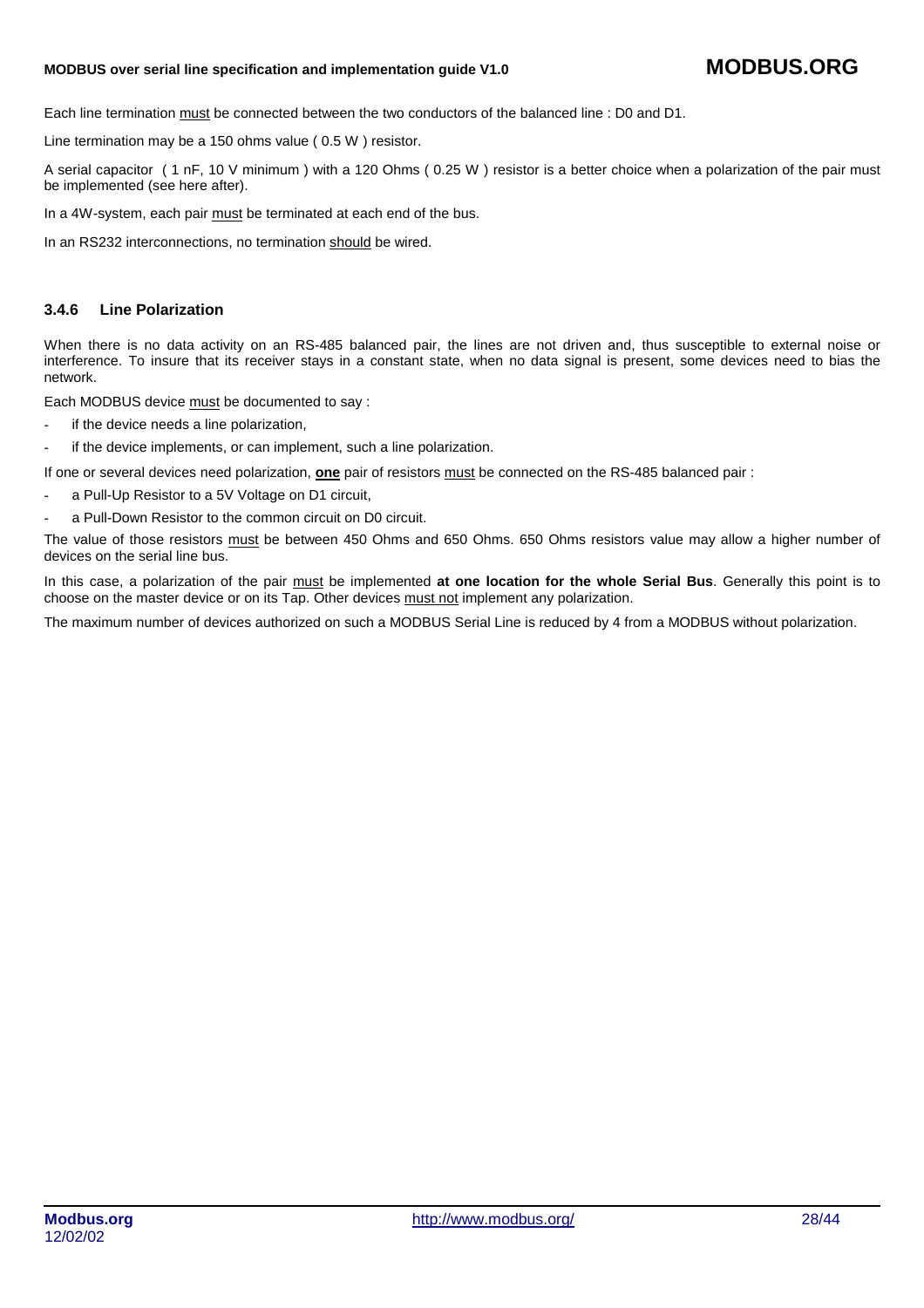Each line termination must be connected between the two conductors of the balanced line : D0 and D1.

Line termination may be a 150 ohms value ( 0.5 W ) resistor.

A serial capacitor ( 1 nF, 10 V minimum ) with a 120 Ohms ( 0.25 W ) resistor is a better choice when a polarization of the pair must be implemented (see here after).

In a 4W-system, each pair must be terminated at each end of the bus.

In an RS232 interconnections, no termination should be wired.

### 3.4.6 Line Polarization

When there is no data activity on an RS-485 balanced pair, the lines are not driven and, thus susceptible to external noise or interference. To insure that its receiver stays in a constant state, when no data signal is present, some devices need to bias the network.

Each MODBUS device must be documented to say :

- if the device needs a line polarization,
- if the device implements, or can implement, such a line polarization.

If one or several devices need polarization, **one** pair of resistors must be connected on the RS-485 balanced pair :

- a Pull-Up Resistor to a 5V Voltage on D1 circuit,
- a Pull-Down Resistor to the common circuit on D0 circuit.

The value of those resistors must be between 450 Ohms and 650 Ohms. 650 Ohms resistors value may allow a higher number of devices on the serial line bus.

In this case, a polarization of the pair must be implemented **at one location for the whole Serial Bus**. Generally this point is to choose on the master device or on its Tap. Other devices must not implement any polarization.

The maximum number of devices authorized on such a MODBUS Serial Line is reduced by 4 from a MODBUS without polarization.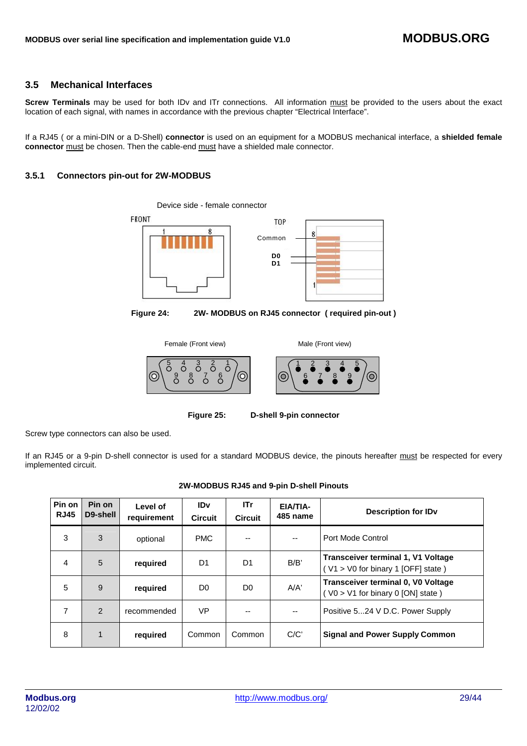## 3.5 Mechanical Interfaces

**Screw Terminals** may be used for both IDv and ITr connections. All information must be provided to the users about the exact location of each signal, with names in accordance with the previous chapter "Electrical Interface".

If a RJ45 ( or a mini-DIN or a D-Shell) **connector** is used on an equipment for a MODBUS mechanical interface, a **shielded female connector** must be chosen. Then the cable-end must have a shielded male connector.

### 3.5.1 Connectors pin-out for 2W-MODBUS

Device side - female connector

FRONT

TOP

Common

D0

D1

**Figure 24: 2W- MODBUS on RJ45 connector ( required pin-out )**

Female (Front view)

Male (Front view)

**Figure 25: D-shell 9-pin connector**

Screw type connectors can also be used.

If an RJ45 or a 9-pin D-shell connector is used for a standard MODBUS device, the pinouts hereafter must be respected for every implemented circuit.

**2W-MODBUS RJ45 and 9-pin D-shell Pinouts**

| Pin on RJ45 | Pin on D9-shell | Level of requirement | IDv Circuit | ITr Circuit | EIA/TIA-485 name | Description for IDv |
|---|---|---|---|---|---|---|
| 3 | 3 | optional | PMC | -- | -- | Port Mode Control |
| 4 | 5 | **required** | D1 | D1 | B/B' | **Transceiver terminal 1, V1 Voltage** ( V1 > V0 for binary 1 [OFF] state ) |
| 5 | 9 | **required** | D0 | D0 | A/A' | **Transceiver terminal 0, V0 Voltage** ( V0 > V1 for binary 0 [ON] state ) |
| 7 | 2 | recommended | VP | -- | -- | Positive 5...24 V D.C. Power Supply |
| 8 | 1 | **required** | Common | Common | C/C' | **Signal and Power Supply Common** |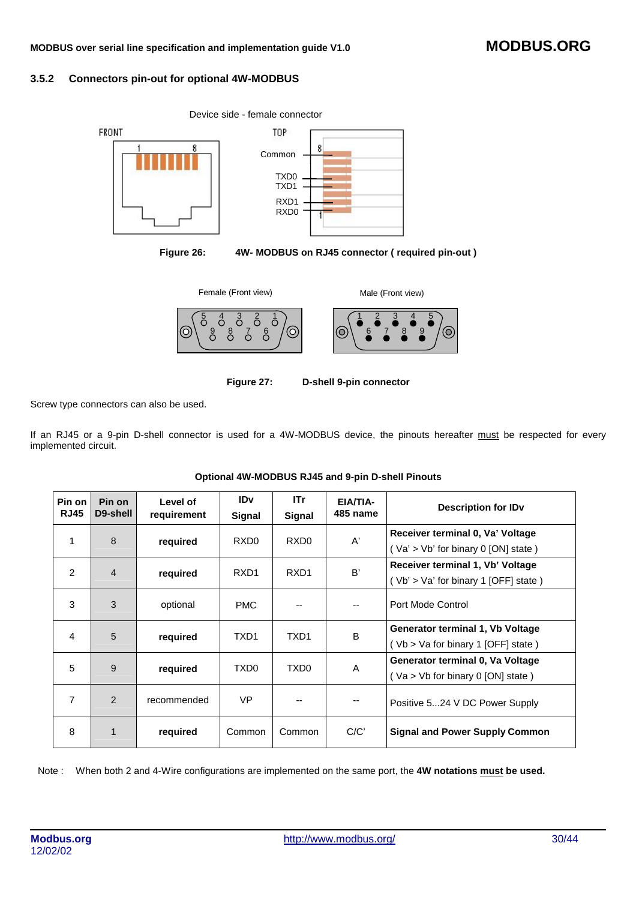### 3.5.2 Connectors pin-out for optional 4W-MODBUS

Device side - female connector

FRONT

TOP

Common

TXD0
TXD1

RXD1
RXD0

**Figure 26: 4W- MODBUS on RJ45 connector ( required pin-out )**

Female (Front view)

Male (Front view)

**Figure 27: D-shell 9-pin connector**

Screw type connectors can also be used.

If an RJ45 or a 9-pin D-shell connector is used for a 4W-MODBUS device, the pinouts hereafter must be respected for every implemented circuit.

**Optional 4W-MODBUS RJ45 and 9-pin D-shell Pinouts**

| Pin on RJ45 | Pin on D9-shell | Level of requirement | IDv Signal | ITr Signal | EIA/TIA-485 name | Description for IDv |
|---|---|---|---|---|---|---|
| 1 | 8 | **required** | RXD0 | RXD0 | A' | **Receiver terminal 0, Va' Voltage** ( Va' > Vb' for binary 0 [ON] state ) |
| 2 | 4 | **required** | RXD1 | RXD1 | B' | **Receiver terminal 1, Vb' Voltage** ( Vb' > Va' for binary 1 [OFF] state ) |
| 3 | 3 | optional | PMC | -- | -- | Port Mode Control |
| 4 | 5 | **required** | TXD1 | TXD1 | B | **Generator terminal 1, Vb Voltage** ( Vb > Va for binary 1 [OFF] state ) |
| 5 | 9 | **required** | TXD0 | TXD0 | A | **Generator terminal 0, Va Voltage** ( Va > Vb for binary 0 [ON] state ) |
| 7 | 2 | recommended | VP | -- | -- | Positive 5...24 V DC Power Supply |
| 8 | 1 | **required** | Common | Common | C/C' | **Signal and Power Supply Common** |

Note : When both 2 and 4-Wire configurations are implemented on the same port, the **4W notations must be used.**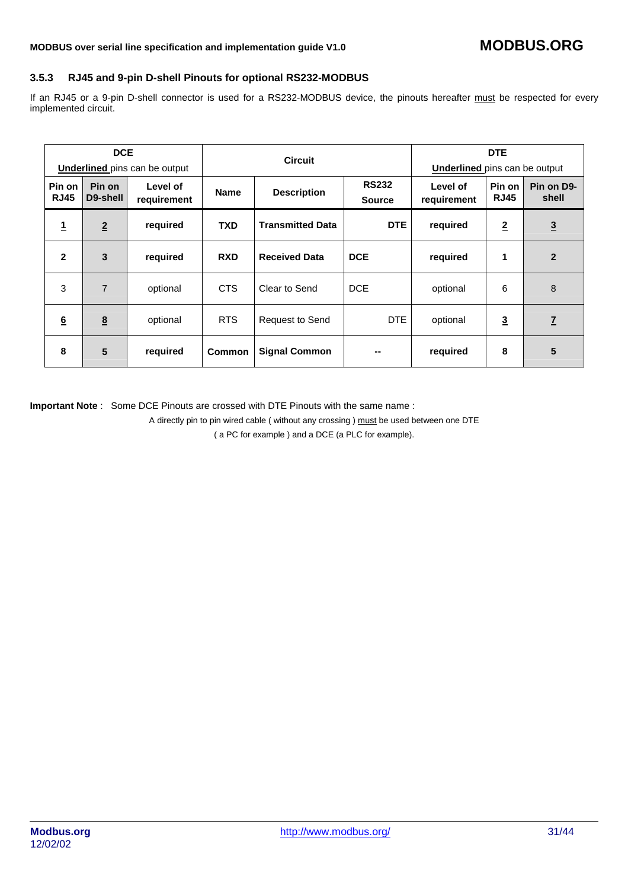### 3.5.3 RJ45 and 9-pin D-shell Pinouts for optional RS232-MODBUS

If an RJ45 or a 9-pin D-shell connector is used for a RS232-MODBUS device, the pinouts hereafter must be respected for every implemented circuit.

| DCE<br>Underlined pins can be output | | | Circuit | | | DTE<br>Underlined pins can be output | | |
|---|---|---|---|---|---|---|---|---|
| **Pin on RJ45** | **Pin on D9-shell** | **Level of requirement** | **Name** | **Description** | **RS232 Source** | **Level of requirement** | **Pin on RJ45** | **Pin on D9-shell** |
| **1** | **2** | **required** | **TXD** | **Transmitted Data** | **DTE** | **required** | **2** | **3** |
| **2** | **3** | **required** | **RXD** | **Received Data** | **DCE** | **required** | **1** | **2** |
| 3 | 7 | optional | CTS | Clear to Send | DCE | optional | 6 | 8 |
| 6 | 8 | optional | RTS | Request to Send | DTE | optional | 3 | 7 |
| **8** | **5** | **required** | **Common** | **Signal Common** | **--** | **required** | **8** | **5** |

**Important Note** : Some DCE Pinouts are crossed with DTE Pinouts with the same name :

A directly pin to pin wired cable ( without any crossing ) must be used between one DTE ( a PC for example ) and a DCE (a PLC for example).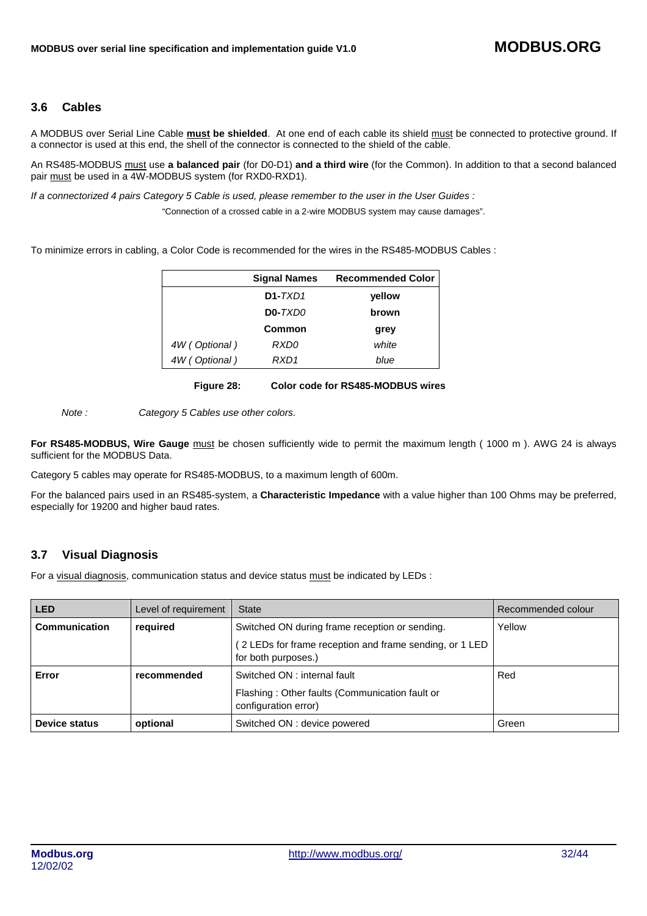## 3.6 Cables

A MODBUS over Serial Line Cable **must be shielded**. At one end of each cable its shield must be connected to protective ground. If a connector is used at this end, the shell of the connector is connected to the shield of the cable.

An RS485-MODBUS must use **a balanced pair** (for D0-D1) **and a third wire** (for the Common). In addition to that a second balanced pair must be used in a 4W-MODBUS system (for RXD0-RXD1).

*If a connectorized 4 pairs Category 5 Cable is used, please remember to the user in the User Guides :*

"Connection of a crossed cable in a 2-wire MODBUS system may cause damages".

To minimize errors in cabling, a Color Code is recommended for the wires in the RS485-MODBUS Cables :

| | Signal Names | Recommended Color |
|---|---|---|
| | **D1**-*TXD1* | **yellow** |
| | **D0**-*TXD0* | **brown** |
| | **Common** | **grey** |
| *4W ( Optional )* | *RXD0* | *white* |
| *4W ( Optional )* | *RXD1* | *blue* |

**Figure 28: Color code for RS485-MODBUS wires**

*Note : Category 5 Cables use other colors.*

**For RS485-MODBUS, Wire Gauge** must be chosen sufficiently wide to permit the maximum length ( 1000 m ). AWG 24 is always sufficient for the MODBUS Data.

Category 5 cables may operate for RS485-MODBUS, to a maximum length of 600m.

For the balanced pairs used in an RS485-system, a **Characteristic Impedance** with a value higher than 100 Ohms may be preferred, especially for 19200 and higher baud rates.

## 3.7 Visual Diagnosis

For a visual diagnosis, communication status and device status must be indicated by LEDs :

| LED | Level of requirement | State | Recommended colour |
|---|---|---|---|
| **Communication** | **required** | Switched ON during frame reception or sending.<br>( 2 LEDs for frame reception and frame sending, or 1 LED for both purposes.) | Yellow |
| **Error** | **recommended** | Switched ON : internal fault<br>Flashing : Other faults (Communication fault or configuration error) | Red |
| **Device status** | **optional** | Switched ON : device powered | Green |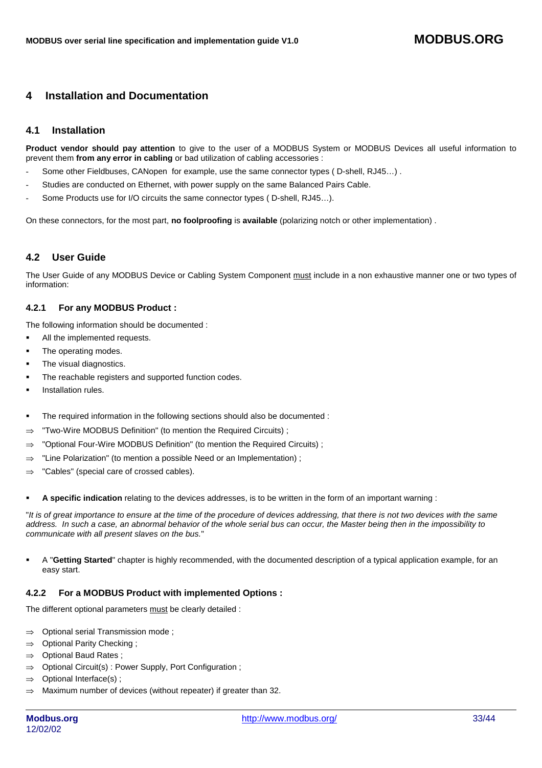# 4 Installation and Documentation

## 4.1 Installation

**Product vendor should pay attention** to give to the user of a MODBUS System or MODBUS Devices all useful information to prevent them **from any error in cabling** or bad utilization of cabling accessories :

- Some other Fieldbuses, CANopen for example, use the same connector types ( D-shell, RJ45…) .
- Studies are conducted on Ethernet, with power supply on the same Balanced Pairs Cable.
- Some Products use for I/O circuits the same connector types ( D-shell, RJ45…).

On these connectors, for the most part, **no foolproofing** is **available** (polarizing notch or other implementation) .

## 4.2 User Guide

The User Guide of any MODBUS Device or Cabling System Component must include in a non exhaustive manner one or two types of information:

### 4.2.1 For any MODBUS Product :

The following information should be documented :

- All the implemented requests.
- The operating modes.
- The visual diagnostics.
- The reachable registers and supported function codes.
- Installation rules.

- The required information in the following sections should also be documented :

⇒ "Two-Wire MODBUS Definition" (to mention the Required Circuits) ;

⇒ "Optional Four-Wire MODBUS Definition" (to mention the Required Circuits) ;

⇒ "Line Polarization" (to mention a possible Need or an Implementation) ;

⇒ "Cables" (special care of crossed cables).

- **A specific indication** relating to the devices addresses, is to be written in the form of an important warning :

"*It is of great importance to ensure at the time of the procedure of devices addressing, that there is not two devices with the same address. In such a case, an abnormal behavior of the whole serial bus can occur, the Master being then in the impossibility to communicate with all present slaves on the bus.*"

- A "**Getting Started**" chapter is highly recommended, with the documented description of a typical application example, for an easy start.

### 4.2.2 For a MODBUS Product with implemented Options :

The different optional parameters must be clearly detailed :

⇒ Optional serial Transmission mode ;

⇒ Optional Parity Checking ;

⇒ Optional Baud Rates ;

⇒ Optional Circuit(s) : Power Supply, Port Configuration ;

⇒ Optional Interface(s) ;

⇒ Maximum number of devices (without repeater) if greater than 32.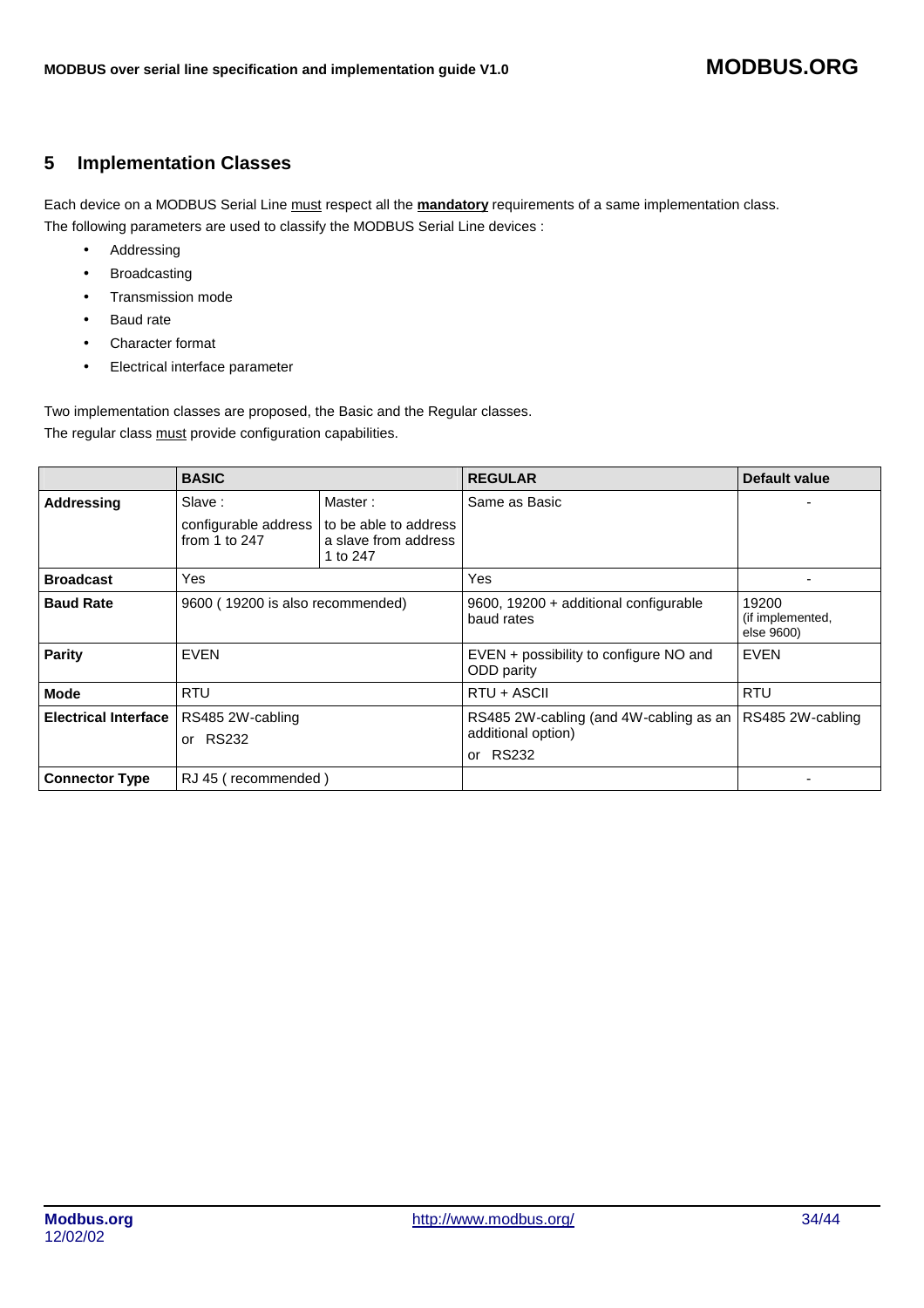## 5 Implementation Classes

Each device on a MODBUS Serial Line must respect all the **mandatory** requirements of a same implementation class.
The following parameters are used to classify the MODBUS Serial Line devices :

- Addressing
- Broadcasting
- Transmission mode
- Baud rate
- Character format
- Electrical interface parameter

Two implementation classes are proposed, the Basic and the Regular classes.
The regular class must provide configuration capabilities.

| | **BASIC** | | **REGULAR** | **Default value** |
|---|---|---|---|---|
| **Addressing** | Slave : configurable address from 1 to 247 | Master : to be able to address a slave from address 1 to 247 | Same as Basic | - |
| **Broadcast** | Yes | | Yes | - |
| **Baud Rate** | 9600 ( 19200 is also recommended) | | 9600, 19200 + additional configurable baud rates | 19200 (if implemented, else 9600) |
| **Parity** | EVEN | | EVEN + possibility to configure NO and ODD parity | EVEN |
| **Mode** | RTU | | RTU + ASCII | RTU |
| **Electrical Interface** | RS485 2W-cabling or RS232 | | RS485 2W-cabling (and 4W-cabling as an additional option) or RS232 | RS485 2W-cabling |
| **Connector Type** | RJ 45 ( recommended ) | | | - |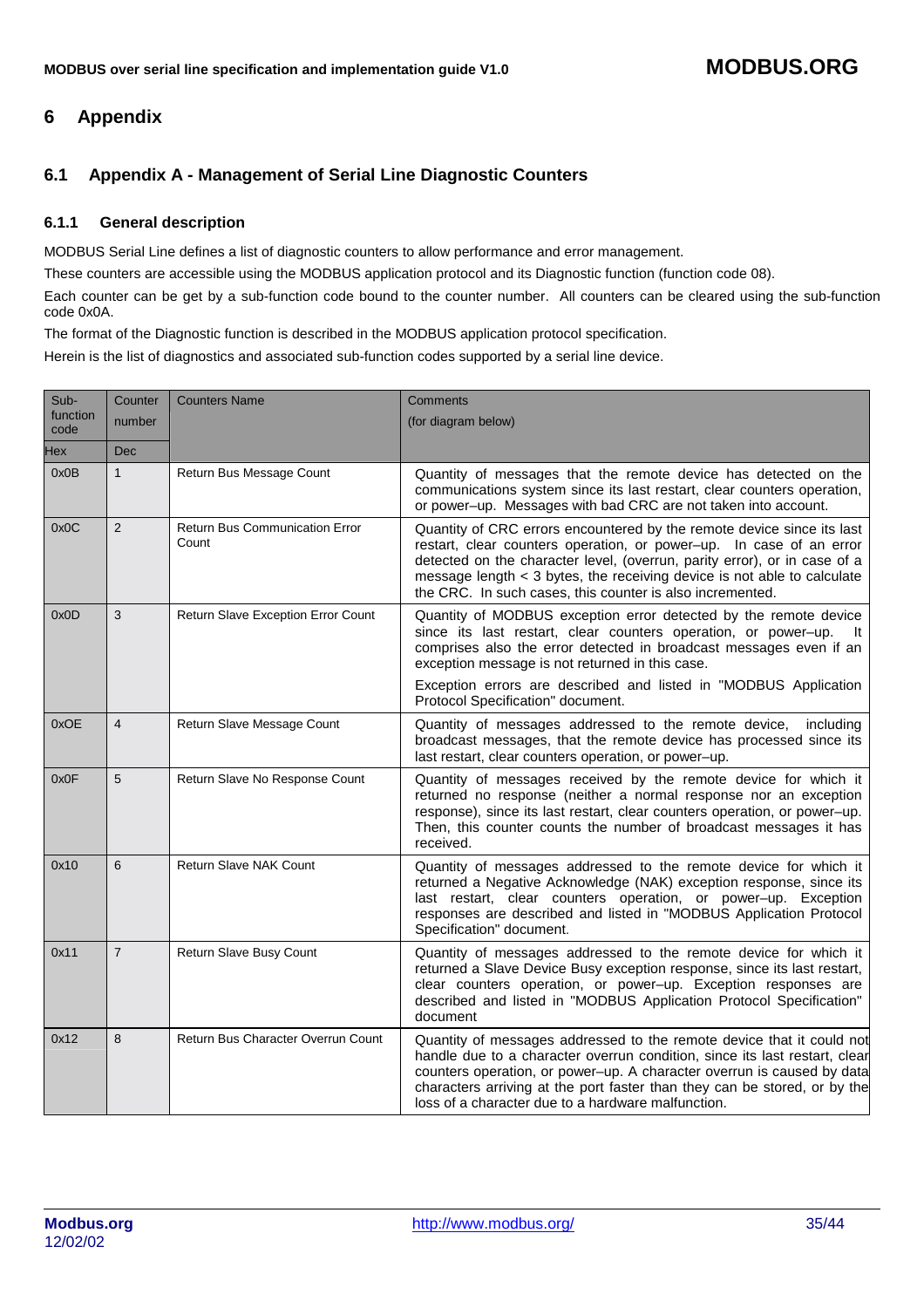# 6 Appendix

## 6.1 Appendix A - Management of Serial Line Diagnostic Counters

### 6.1.1 General description

MODBUS Serial Line defines a list of diagnostic counters to allow performance and error management.

These counters are accessible using the MODBUS application protocol and its Diagnostic function (function code 08).

Each counter can be get by a sub-function code bound to the counter number. All counters can be cleared using the sub-function code 0x0A.

The format of the Diagnostic function is described in the MODBUS application protocol specification.

Herein is the list of diagnostics and associated sub-function codes supported by a serial line device.

| Sub-function code | Counter number | Counters Name | Comments (for diagram below) |
|---|---|---|---|
| Hex | Dec | | |
| 0x0B | 1 | Return Bus Message Count | Quantity of messages that the remote device has detected on the communications system since its last restart, clear counters operation, or power–up. Messages with bad CRC are not taken into account. |
| 0x0C | 2 | Return Bus Communication Error Count | Quantity of CRC errors encountered by the remote device since its last restart, clear counters operation, or power–up. In case of an error detected on the character level, (overrun, parity error), or in case of a message length < 3 bytes, the receiving device is not able to calculate the CRC. In such cases, this counter is also incremented. |
| 0x0D | 3 | Return Slave Exception Error Count | Quantity of MODBUS exception error detected by the remote device since its last restart, clear counters operation, or power–up. It comprises also the error detected in broadcast messages even if an exception message is not returned in this case.<br>Exception errors are described and listed in "MODBUS Application Protocol Specification" document. |
| 0xOE | 4 | Return Slave Message Count | Quantity of messages addressed to the remote device, including broadcast messages, that the remote device has processed since its last restart, clear counters operation, or power–up. |
| 0x0F | 5 | Return Slave No Response Count | Quantity of messages received by the remote device for which it returned no response (neither a normal response nor an exception response), since its last restart, clear counters operation, or power–up. Then, this counter counts the number of broadcast messages it has received. |
| 0x10 | 6 | Return Slave NAK Count | Quantity of messages addressed to the remote device for which it returned a Negative Acknowledge (NAK) exception response, since its last restart, clear counters operation, or power–up. Exception responses are described and listed in "MODBUS Application Protocol Specification" document. |
| 0x11 | 7 | Return Slave Busy Count | Quantity of messages addressed to the remote device for which it returned a Slave Device Busy exception response, since its last restart, clear counters operation, or power–up. Exception responses are described and listed in "MODBUS Application Protocol Specification" document |
| 0x12 | 8 | Return Bus Character Overrun Count | Quantity of messages addressed to the remote device that it could not handle due to a character overrun condition, since its last restart, clear counters operation, or power–up. A character overrun is caused by data characters arriving at the port faster than they can be stored, or by the loss of a character due to a hardware malfunction. |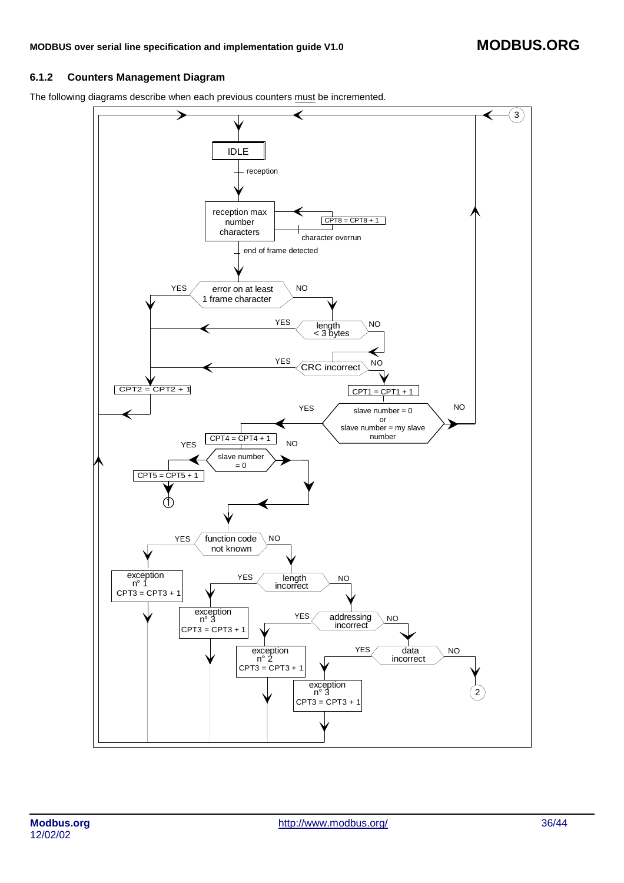### 6.1.2 Counters Management Diagram

The following diagrams describe when each previous counters must be incremented.

```
IDLE
  | reception
  v
reception max number characters  <-- character overrun: CPT8 = CPT8 + 1 (loop)
  | end of frame detected
  v
error on at least 1 frame character?
  YES -> CPT2 = CPT2 + 1 -> return to IDLE
  NO  -> length < 3 bytes?
           YES -> CPT2 = CPT2 + 1 -> return to IDLE
           NO  -> CRC incorrect?
                    YES -> CPT2 = CPT2 + 1 -> return to IDLE
                    NO  -> CPT1 = CPT1 + 1
                           slave number = 0 or slave number = my slave number?
                             NO  -> return to IDLE
                             YES -> CPT4 = CPT4 + 1
                                    slave number = 0?
                                      YES -> CPT5 = CPT5 + 1 -> (1)
                                      NO  -> function code not known?
                                               YES -> exception n° 1, CPT3 = CPT3 + 1 -> return to IDLE
                                               NO  -> length incorrect?
                                                        YES -> exception n° 3, CPT3 = CPT3 + 1 -> return to IDLE
                                                        NO  -> addressing incorrect?
                                                                 YES -> exception n° 2, CPT3 = CPT3 + 1 -> return to IDLE
                                                                 NO  -> data incorrect?
                                                                          YES -> exception n° 3, CPT3 = CPT3 + 1 -> return to IDLE
                                                                          NO  -> (2)
(3) -> return to IDLE
```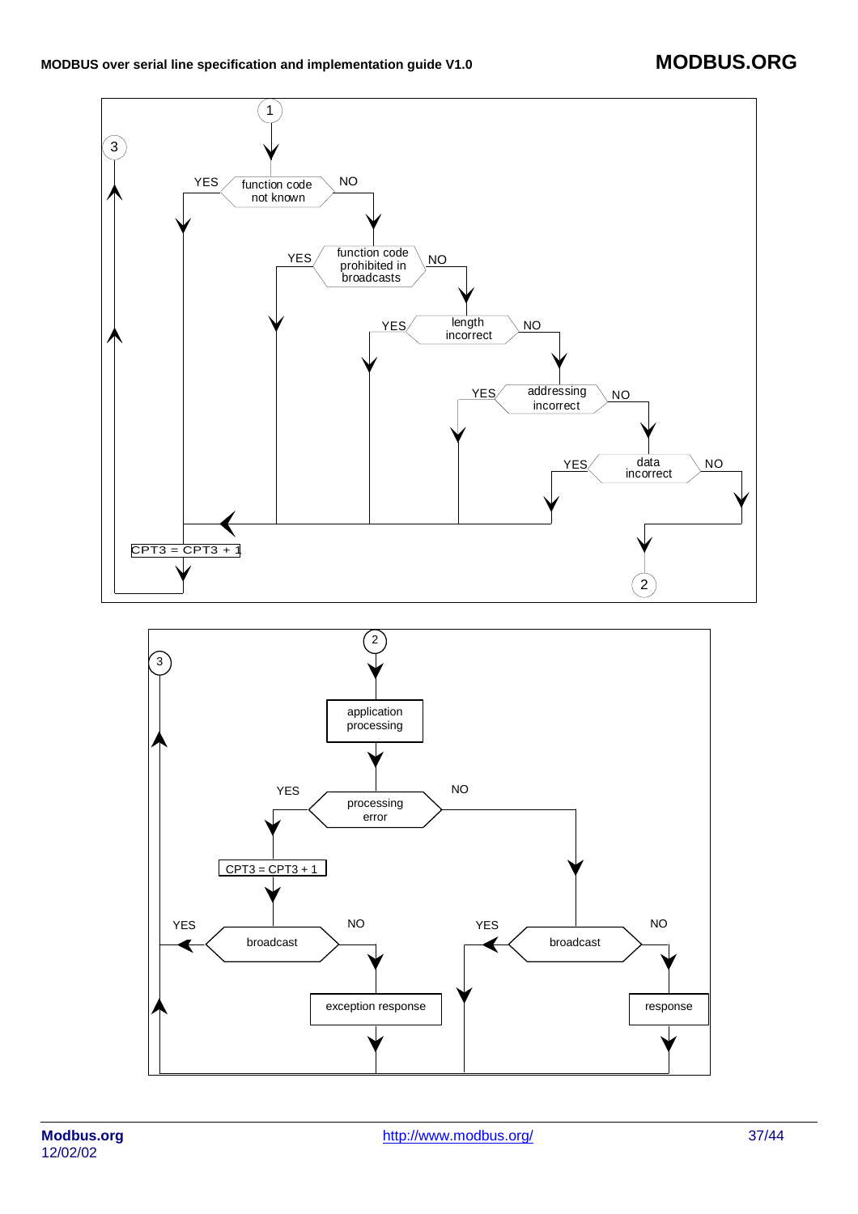1

function code not known — YES / NO

function code prohibited in broadcasts — YES / NO

length incorrect — YES / NO

addressing incorrect — YES / NO

data incorrect — YES / NO

CPT3 = CPT3 + 1

3

2

2

3

application processing

processing error — YES / NO

CPT3 = CPT3 + 1

broadcast — YES / NO

exception response

broadcast — YES / NO

response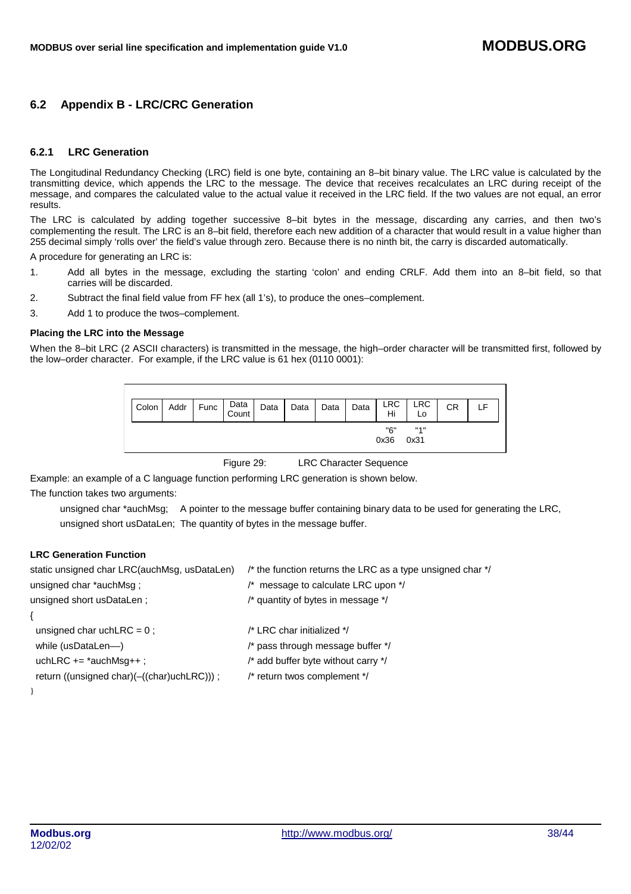## 6.2 Appendix B - LRC/CRC Generation

### 6.2.1 LRC Generation

The Longitudinal Redundancy Checking (LRC) field is one byte, containing an 8–bit binary value. The LRC value is calculated by the transmitting device, which appends the LRC to the message. The device that receives recalculates an LRC during receipt of the message, and compares the calculated value to the actual value it received in the LRC field. If the two values are not equal, an error results.

The LRC is calculated by adding together successive 8–bit bytes in the message, discarding any carries, and then two's complementing the result. The LRC is an 8–bit field, therefore each new addition of a character that would result in a value higher than 255 decimal simply 'rolls over' the field's value through zero. Because there is no ninth bit, the carry is discarded automatically.

A procedure for generating an LRC is:

1. Add all bytes in the message, excluding the starting 'colon' and ending CRLF. Add them into an 8–bit field, so that carries will be discarded.
2. Subtract the final field value from FF hex (all 1's), to produce the ones–complement.
3. Add 1 to produce the twos–complement.

**Placing the LRC into the Message**

When the 8–bit LRC (2 ASCII characters) is transmitted in the message, the high–order character will be transmitted first, followed by the low–order character. For example, if the LRC value is 61 hex (0110 0001):

| Colon | Addr | Func | Data Count | Data | Data | Data | Data | LRC Hi | LRC Lo | CR | LF |
|---|---|---|---|---|---|---|---|---|---|---|---|
| | | | | | | | | "6" 0x36 | "1" 0x31 | | |

Figure 29: LRC Character Sequence

Example: an example of a C language function performing LRC generation is shown below.

The function takes two arguments:

unsigned char *auchMsg; A pointer to the message buffer containing binary data to be used for generating the LRC,
unsigned short usDataLen; The quantity of bytes in the message buffer.

**LRC Generation Function**

```
static unsigned char LRC(auchMsg, usDataLen)     /* the function returns the LRC as a type unsigned char */
unsigned char *auchMsg ;                         /* message to calculate LRC upon */
unsigned short usDataLen ;                       /* quantity of bytes in message */
{
  unsigned char uchLRC = 0 ;                     /* LRC char initialized */
  while (usDataLen––)                            /* pass through message buffer */
  uchLRC += *auchMsg++ ;                         /* add buffer byte without carry */
  return ((unsigned char)(–((char)uchLRC))) ;    /* return twos complement */
}
```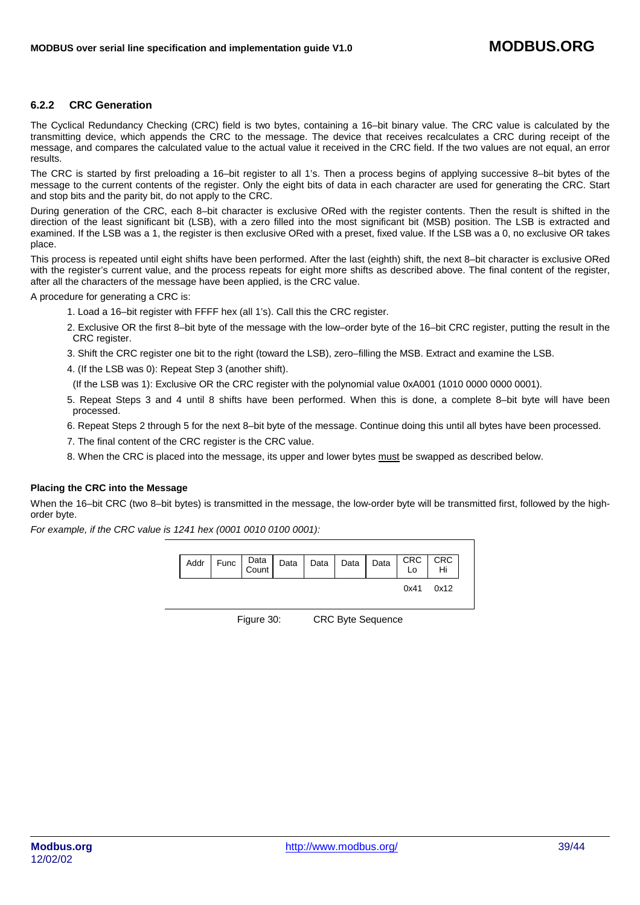### 6.2.2 CRC Generation

The Cyclical Redundancy Checking (CRC) field is two bytes, containing a 16–bit binary value. The CRC value is calculated by the transmitting device, which appends the CRC to the message. The device that receives recalculates a CRC during receipt of the message, and compares the calculated value to the actual value it received in the CRC field. If the two values are not equal, an error results.

The CRC is started by first preloading a 16–bit register to all 1's. Then a process begins of applying successive 8–bit bytes of the message to the current contents of the register. Only the eight bits of data in each character are used for generating the CRC. Start and stop bits and the parity bit, do not apply to the CRC.

During generation of the CRC, each 8–bit character is exclusive ORed with the register contents. Then the result is shifted in the direction of the least significant bit (LSB), with a zero filled into the most significant bit (MSB) position. The LSB is extracted and examined. If the LSB was a 1, the register is then exclusive ORed with a preset, fixed value. If the LSB was a 0, no exclusive OR takes place.

This process is repeated until eight shifts have been performed. After the last (eighth) shift, the next 8–bit character is exclusive ORed with the register's current value, and the process repeats for eight more shifts as described above. The final content of the register, after all the characters of the message have been applied, is the CRC value.

A procedure for generating a CRC is:

1. Load a 16–bit register with FFFF hex (all 1's). Call this the CRC register.
2. Exclusive OR the first 8–bit byte of the message with the low–order byte of the 16–bit CRC register, putting the result in the CRC register.
3. Shift the CRC register one bit to the right (toward the LSB), zero–filling the MSB. Extract and examine the LSB.
4. (If the LSB was 0): Repeat Step 3 (another shift).

   (If the LSB was 1): Exclusive OR the CRC register with the polynomial value 0xA001 (1010 0000 0000 0001).
5. Repeat Steps 3 and 4 until 8 shifts have been performed. When this is done, a complete 8–bit byte will have been processed.
6. Repeat Steps 2 through 5 for the next 8–bit byte of the message. Continue doing this until all bytes have been processed.
7. The final content of the CRC register is the CRC value.
8. When the CRC is placed into the message, its upper and lower bytes <u>must</u> be swapped as described below.

**Placing the CRC into the Message**

When the 16–bit CRC (two 8–bit bytes) is transmitted in the message, the low-order byte will be transmitted first, followed by the high-order byte.

*For example, if the CRC value is 1241 hex (0001 0010 0100 0001):*

| Addr | Func | Data Count | Data | Data | Data | Data | CRC Lo | CRC Hi |
|---|---|---|---|---|---|---|---|---|
| | | | | | | | 0x41 | 0x12 |

Figure 30: CRC Byte Sequence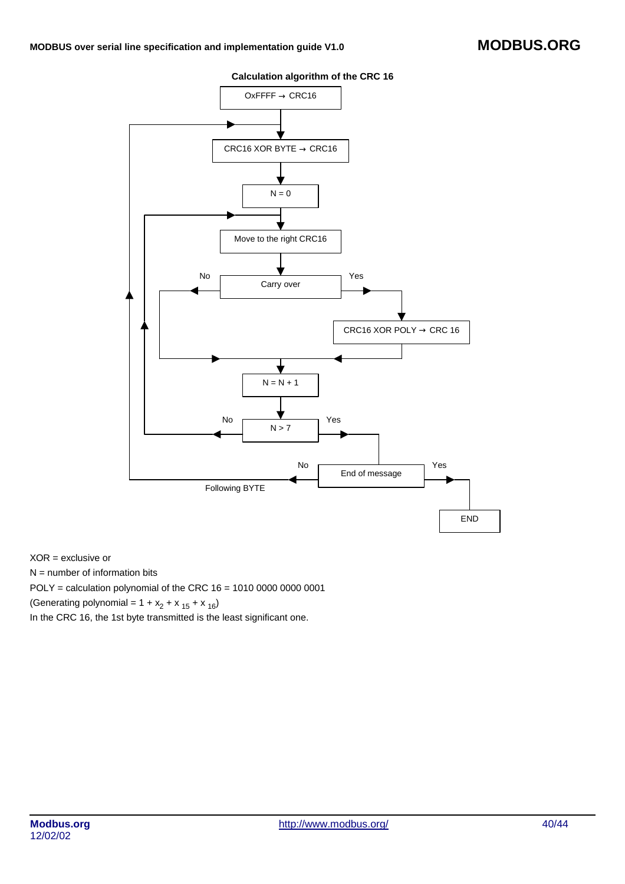**Calculation algorithm of the CRC 16**

OxFFFF → CRC16

CRC16 XOR BYTE → CRC16

N = 0

Move to the right CRC16

Carry over — No / Yes

CRC16 XOR POLY → CRC 16

N = N + 1

N > 7 — No / Yes

End of message — No / Yes

Following BYTE

END

XOR = exclusive or

N = number of information bits

POLY = calculation polynomial of the CRC 16 = 1010 0000 0000 0001

(Generating polynomial = $1 + x_2 + x_{15} + x_{16}$)

In the CRC 16, the 1st byte transmitted is the least significant one.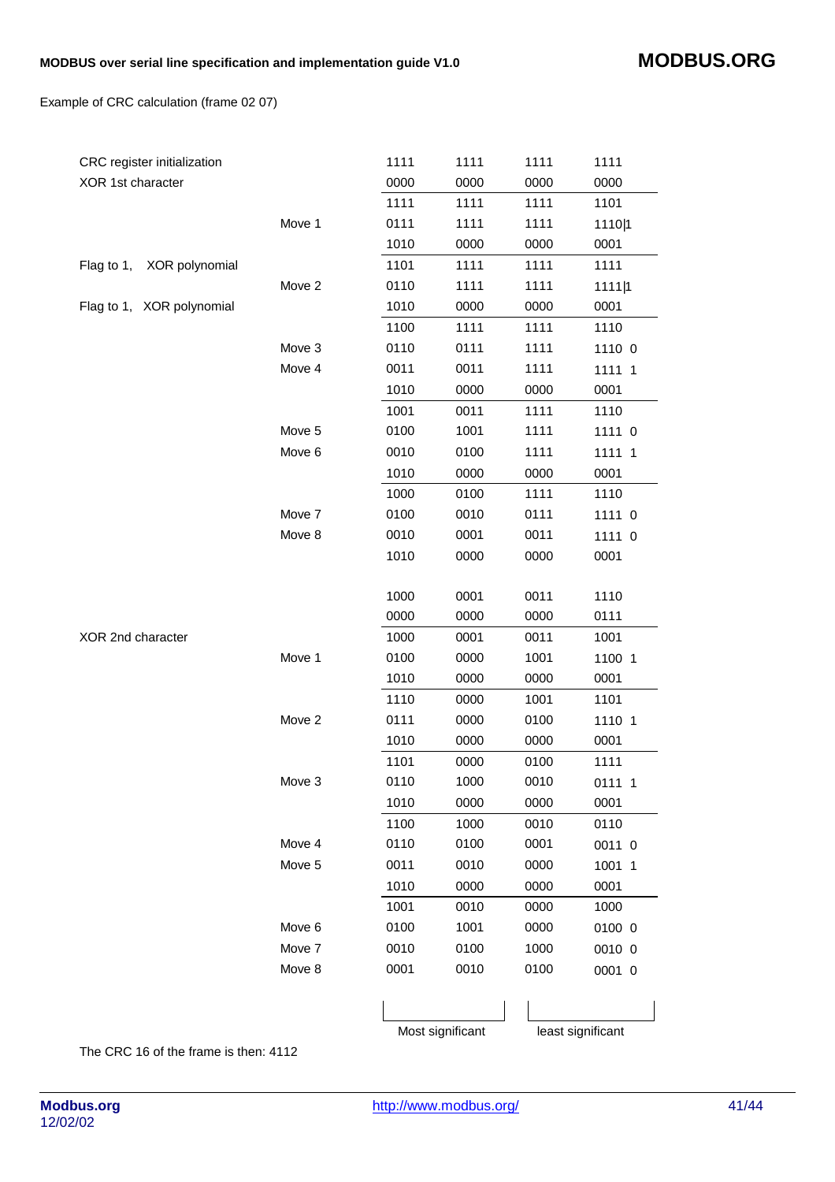Example of CRC calculation (frame 02 07)

| | | | | | |
|---|---|---|---|---|---|
| CRC register initialization | | 1111 | 1111 | 1111 | 1111 |
| XOR 1st character | | 0000 | 0000 | 0000 | 0000 |
| | | 1111 | 1111 | 1111 | 1101 |
| | Move 1 | 0111 | 1111 | 1111 | 1110\|1 |
| | | 1010 | 0000 | 0000 | 0001 |
| Flag to 1, XOR polynomial | | 1101 | 1111 | 1111 | 1111 |
| | Move 2 | 0110 | 1111 | 1111 | 1111\|1 |
| Flag to 1, XOR polynomial | | 1010 | 0000 | 0000 | 0001 |
| | | 1100 | 1111 | 1111 | 1110 |
| | Move 3 | 0110 | 0111 | 1111 | 1110 0 |
| | Move 4 | 0011 | 0011 | 1111 | 1111 1 |
| | | 1010 | 0000 | 0000 | 0001 |
| | | 1001 | 0011 | 1111 | 1110 |
| | Move 5 | 0100 | 1001 | 1111 | 1111 0 |
| | Move 6 | 0010 | 0100 | 1111 | 1111 1 |
| | | 1010 | 0000 | 0000 | 0001 |
| | | 1000 | 0100 | 1111 | 1110 |
| | Move 7 | 0100 | 0010 | 0111 | 1111 0 |
| | Move 8 | 0010 | 0001 | 0011 | 1111 0 |
| | | 1010 | 0000 | 0000 | 0001 |
| | | | | | |
| | | 1000 | 0001 | 0011 | 1110 |
| | | 0000 | 0000 | 0000 | 0111 |
| XOR 2nd character | | 1000 | 0001 | 0011 | 1001 |
| | Move 1 | 0100 | 0000 | 1001 | 1100 1 |
| | | 1010 | 0000 | 0000 | 0001 |
| | | 1110 | 0000 | 1001 | 1101 |
| | Move 2 | 0111 | 0000 | 0100 | 1110 1 |
| | | 1010 | 0000 | 0000 | 0001 |
| | | 1101 | 0000 | 0100 | 1111 |
| | Move 3 | 0110 | 1000 | 0010 | 0111 1 |
| | | 1010 | 0000 | 0000 | 0001 |
| | | 1100 | 1000 | 0010 | 0110 |
| | Move 4 | 0110 | 0100 | 0001 | 0011 0 |
| | Move 5 | 0011 | 0010 | 0000 | 1001 1 |
| | | 1010 | 0000 | 0000 | 0001 |
| | | 1001 | 0010 | 0000 | 1000 |
| | Move 6 | 0100 | 1001 | 0000 | 0100 0 |
| | Move 7 | 0010 | 0100 | 1000 | 0010 0 |
| | Move 8 | 0001 | 0010 | 0100 | 0001 0 |
| | | Most significant | | least significant | |

The CRC 16 of the frame is then: 4112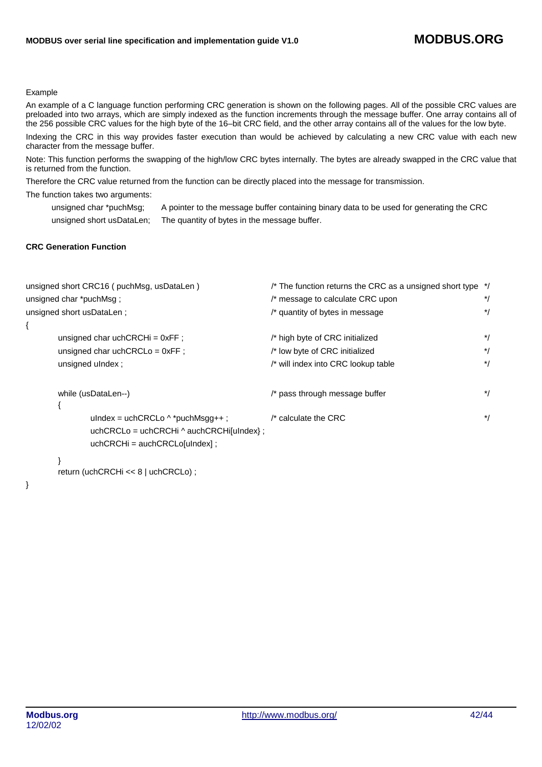Example

An example of a C language function performing CRC generation is shown on the following pages. All of the possible CRC values are preloaded into two arrays, which are simply indexed as the function increments through the message buffer. One array contains all of the 256 possible CRC values for the high byte of the 16–bit CRC field, and the other array contains all of the values for the low byte.

Indexing the CRC in this way provides faster execution than would be achieved by calculating a new CRC value with each new character from the message buffer.

Note: This function performs the swapping of the high/low CRC bytes internally. The bytes are already swapped in the CRC value that is returned from the function.

Therefore the CRC value returned from the function can be directly placed into the message for transmission.

The function takes two arguments:

| | |
|---|---|
| unsigned char *puchMsg; | A pointer to the message buffer containing binary data to be used for generating the CRC |
| unsigned short usDataLen; | The quantity of bytes in the message buffer. |

**CRC Generation Function**

```
unsigned short CRC16 ( puchMsg, usDataLen )          /* The function returns the CRC as a unsigned short type  */
unsigned char *puchMsg ;                             /* message to calculate CRC upon                          */
unsigned short usDataLen ;                           /* quantity of bytes in message                           */
{
        unsigned char uchCRCHi = 0xFF ;              /* high byte of CRC initialized                           */
        unsigned char uchCRCLo = 0xFF ;              /* low byte of CRC initialized                            */
        unsigned uIndex ;                            /* will index into CRC lookup table                       */

        while (usDataLen--)                          /* pass through message buffer                            */
        {
                uIndex = uchCRCLo ^ *puchMsgg++ ;    /* calculate the CRC                                      */
                uchCRCLo = uchCRCHi ^ auchCRCHi[uIndex} ;
                uchCRCHi = auchCRCLo[uIndex] ;
        }
        return (uchCRCHi << 8 | uchCRCLo) ;
}
```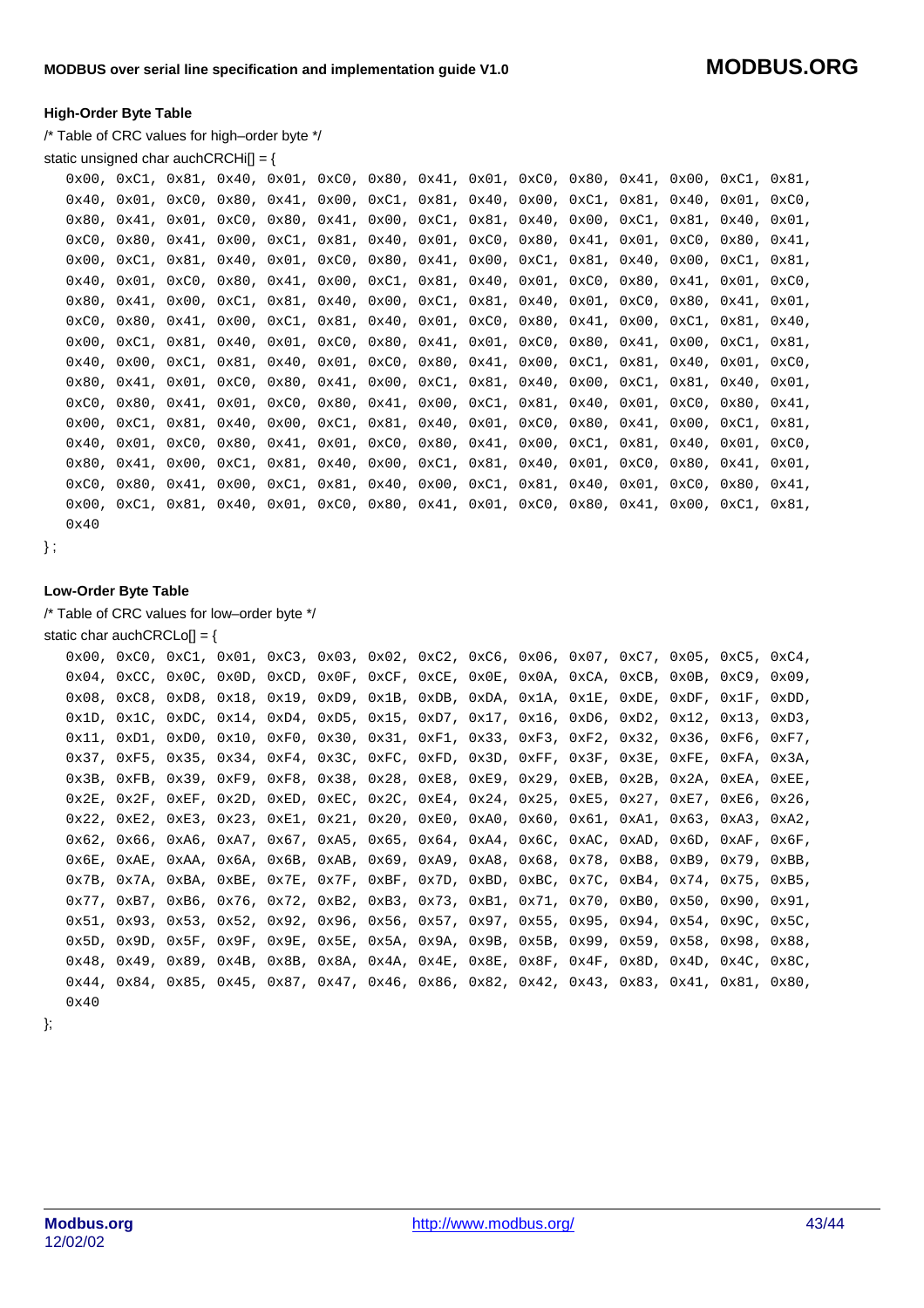**High-Order Byte Table**

/* Table of CRC values for high–order byte */

static unsigned char auchCRCHi[] = {

```
0x00, 0xC1, 0x81, 0x40, 0x01, 0xC0, 0x80, 0x41, 0x01, 0xC0, 0x80, 0x41, 0x00, 0xC1, 0x81,
0x40, 0x01, 0xC0, 0x80, 0x41, 0x00, 0xC1, 0x81, 0x40, 0x00, 0xC1, 0x81, 0x40, 0x01, 0xC0,
0x80, 0x41, 0x01, 0xC0, 0x80, 0x41, 0x00, 0xC1, 0x81, 0x40, 0x00, 0xC1, 0x81, 0x40, 0x01,
0xC0, 0x80, 0x41, 0x00, 0xC1, 0x81, 0x40, 0x01, 0xC0, 0x80, 0x41, 0x01, 0xC0, 0x80, 0x41,
0x00, 0xC1, 0x81, 0x40, 0x01, 0xC0, 0x80, 0x41, 0x00, 0xC1, 0x81, 0x40, 0x00, 0xC1, 0x81,
0x40, 0x01, 0xC0, 0x80, 0x41, 0x00, 0xC1, 0x81, 0x40, 0x01, 0xC0, 0x80, 0x41, 0x01, 0xC0,
0x80, 0x41, 0x00, 0xC1, 0x81, 0x40, 0x00, 0xC1, 0x81, 0x40, 0x01, 0xC0, 0x80, 0x41, 0x01,
0xC0, 0x80, 0x41, 0x00, 0xC1, 0x81, 0x40, 0x01, 0xC0, 0x80, 0x41, 0x00, 0xC1, 0x81, 0x40,
0x00, 0xC1, 0x81, 0x40, 0x01, 0xC0, 0x80, 0x41, 0x01, 0xC0, 0x80, 0x41, 0x00, 0xC1, 0x81,
0x40, 0x00, 0xC1, 0x81, 0x40, 0x01, 0xC0, 0x80, 0x41, 0x00, 0xC1, 0x81, 0x40, 0x01, 0xC0,
0x80, 0x41, 0x01, 0xC0, 0x80, 0x41, 0x00, 0xC1, 0x81, 0x40, 0x00, 0xC1, 0x81, 0x40, 0x01,
0xC0, 0x80, 0x41, 0x01, 0xC0, 0x80, 0x41, 0x00, 0xC1, 0x81, 0x40, 0x01, 0xC0, 0x80, 0x41,
0x00, 0xC1, 0x81, 0x40, 0x00, 0xC1, 0x81, 0x40, 0x01, 0xC0, 0x80, 0x41, 0x00, 0xC1, 0x81,
0x40, 0x01, 0xC0, 0x80, 0x41, 0x01, 0xC0, 0x80, 0x41, 0x00, 0xC1, 0x81, 0x40, 0x01, 0xC0,
0x80, 0x41, 0x00, 0xC1, 0x81, 0x40, 0x00, 0xC1, 0x81, 0x40, 0x01, 0xC0, 0x80, 0x41, 0x01,
0xC0, 0x80, 0x41, 0x00, 0xC1, 0x81, 0x40, 0x00, 0xC1, 0x81, 0x40, 0x01, 0xC0, 0x80, 0x41,
0x00, 0xC1, 0x81, 0x40, 0x01, 0xC0, 0x80, 0x41, 0x01, 0xC0, 0x80, 0x41, 0x00, 0xC1, 0x81,
0x40
```

} ;

**Low-Order Byte Table**

/* Table of CRC values for low–order byte */

static char auchCRCLo[] = {

```
0x00, 0xC0, 0xC1, 0x01, 0xC3, 0x03, 0x02, 0xC2, 0xC6, 0x06, 0x07, 0xC7, 0x05, 0xC5, 0xC4,
0x04, 0xCC, 0x0C, 0x0D, 0xCD, 0x0F, 0xCF, 0xCE, 0x0E, 0x0A, 0xCA, 0xCB, 0x0B, 0xC9, 0x09,
0x08, 0xC8, 0xD8, 0x18, 0x19, 0xD9, 0x1B, 0xDB, 0xDA, 0x1A, 0x1E, 0xDE, 0xDF, 0x1F, 0xDD,
0x1D, 0x1C, 0xDC, 0x14, 0xD4, 0xD5, 0x15, 0xD7, 0x17, 0x16, 0xD6, 0xD2, 0x12, 0x13, 0xD3,
0x11, 0xD1, 0xD0, 0x10, 0xF0, 0x30, 0x31, 0xF1, 0x33, 0xF3, 0xF2, 0x32, 0x36, 0xF6, 0xF7,
0x37, 0xF5, 0x35, 0x34, 0xF4, 0x3C, 0xFC, 0xFD, 0x3D, 0xFF, 0x3F, 0x3E, 0xFE, 0xFA, 0x3A,
0x3B, 0xFB, 0x39, 0xF9, 0xF8, 0x38, 0x28, 0xE8, 0xE9, 0x29, 0xEB, 0x2B, 0x2A, 0xEA, 0xEE,
0x2E, 0x2F, 0xEF, 0x2D, 0xED, 0xEC, 0x2C, 0xE4, 0x24, 0x25, 0xE5, 0x27, 0xE7, 0xE6, 0x26,
0x22, 0xE2, 0xE3, 0x23, 0xE1, 0x21, 0x20, 0xE0, 0xA0, 0x60, 0x61, 0xA1, 0x63, 0xA3, 0xA2,
0x62, 0x66, 0xA6, 0xA7, 0x67, 0xA5, 0x65, 0x64, 0xA4, 0x6C, 0xAC, 0xAD, 0x6D, 0xAF, 0x6F,
0x6E, 0xAE, 0xAA, 0x6A, 0x6B, 0xAB, 0x69, 0xA9, 0xA8, 0x68, 0x78, 0xB8, 0xB9, 0x79, 0xBB,
0x7B, 0x7A, 0xBA, 0xBE, 0x7E, 0x7F, 0xBF, 0x7D, 0xBD, 0xBC, 0x7C, 0xB4, 0x74, 0x75, 0xB5,
0x77, 0xB7, 0xB6, 0x76, 0x72, 0xB2, 0xB3, 0x73, 0xB1, 0x71, 0x70, 0xB0, 0x50, 0x90, 0x91,
0x51, 0x93, 0x53, 0x52, 0x92, 0x96, 0x56, 0x57, 0x97, 0x55, 0x95, 0x94, 0x54, 0x9C, 0x5C,
0x5D, 0x9D, 0x5F, 0x9F, 0x9E, 0x5E, 0x5A, 0x9A, 0x9B, 0x5B, 0x99, 0x59, 0x58, 0x98, 0x88,
0x48, 0x49, 0x89, 0x4B, 0x8B, 0x8A, 0x4A, 0x4E, 0x8E, 0x8F, 0x4F, 0x8D, 0x4D, 0x4C, 0x8C,
0x44, 0x84, 0x85, 0x45, 0x87, 0x47, 0x46, 0x86, 0x82, 0x42, 0x43, 0x83, 0x41, 0x81, 0x80,
0x40
```

};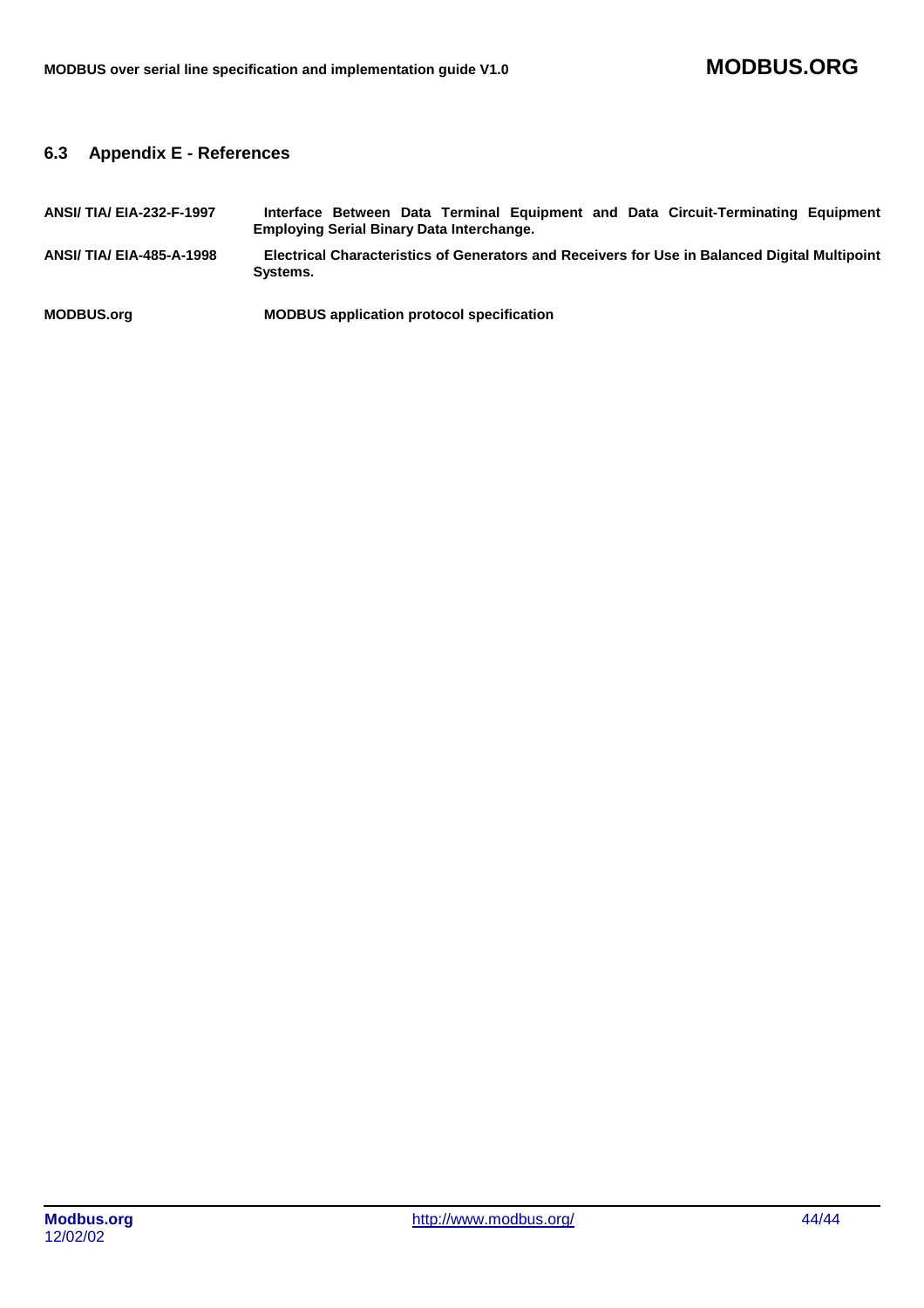## 6.3 Appendix E - References

| | |
|---|---|
| **ANSI/ TIA/ EIA-232-F-1997** | **Interface Between Data Terminal Equipment and Data Circuit-Terminating Equipment Employing Serial Binary Data Interchange.** |
| **ANSI/ TIA/ EIA-485-A-1998** | **Electrical Characteristics of Generators and Receivers for Use in Balanced Digital Multipoint Systems.** |
| **MODBUS.org** | **MODBUS application protocol specification** |